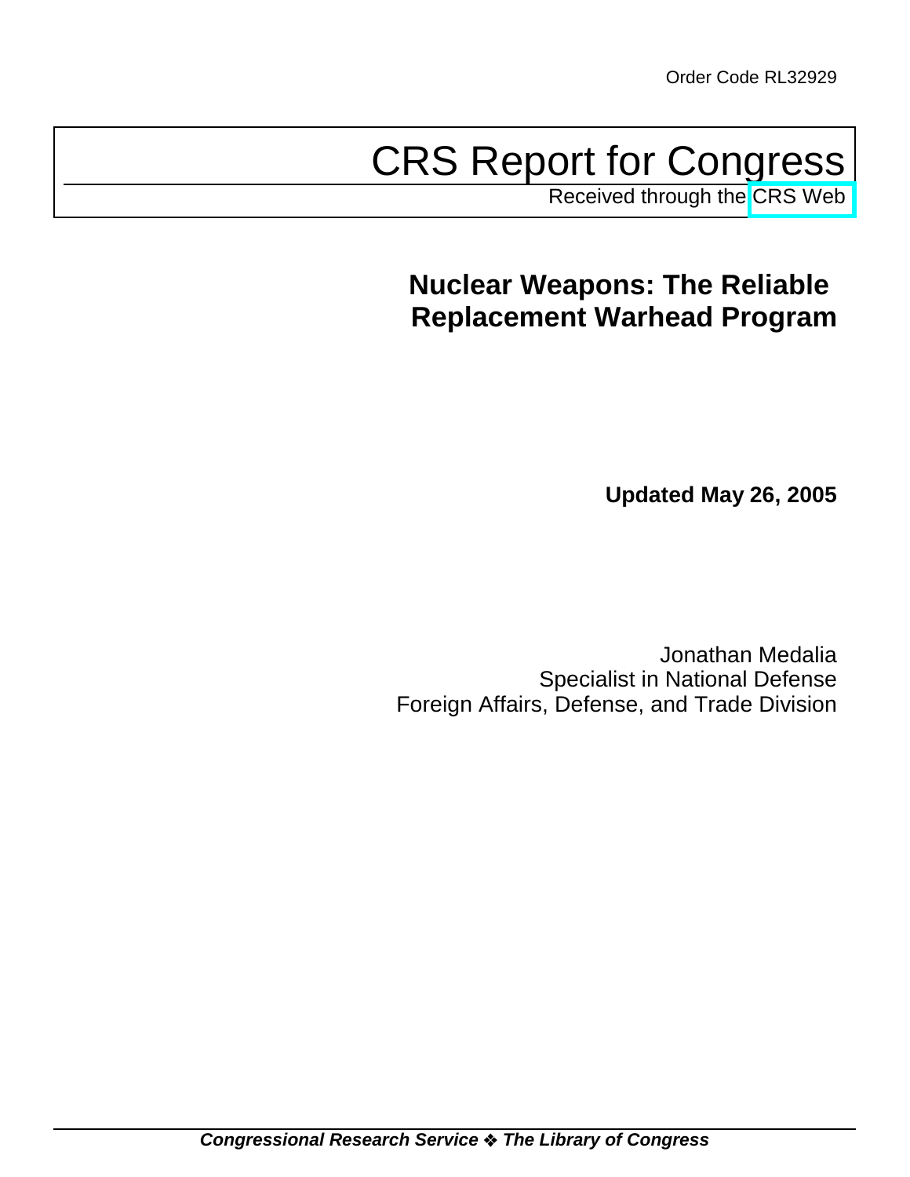Order Code RL32929

# CRS Report for Congress

Received through the CRS Web

## Nuclear Weapons: The Reliable Replacement Warhead Program

**Updated May 26, 2005**

Jonathan Medalia
Specialist in National Defense
Foreign Affairs, Defense, and Trade Division

***Congressional Research Service ❖ The Library of Congress***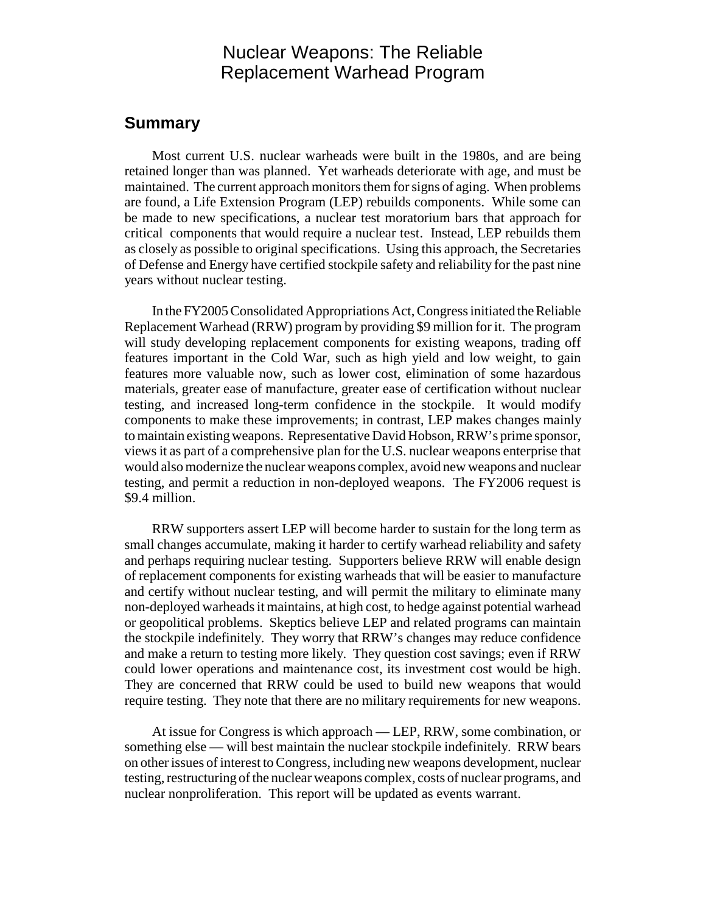# Nuclear Weapons: The Reliable Replacement Warhead Program

## Summary

Most current U.S. nuclear warheads were built in the 1980s, and are being retained longer than was planned. Yet warheads deteriorate with age, and must be maintained. The current approach monitors them for signs of aging. When problems are found, a Life Extension Program (LEP) rebuilds components. While some can be made to new specifications, a nuclear test moratorium bars that approach for critical components that would require a nuclear test. Instead, LEP rebuilds them as closely as possible to original specifications. Using this approach, the Secretaries of Defense and Energy have certified stockpile safety and reliability for the past nine years without nuclear testing.

In the FY2005 Consolidated Appropriations Act, Congress initiated the Reliable Replacement Warhead (RRW) program by providing $9 million for it. The program will study developing replacement components for existing weapons, trading off features important in the Cold War, such as high yield and low weight, to gain features more valuable now, such as lower cost, elimination of some hazardous materials, greater ease of manufacture, greater ease of certification without nuclear testing, and increased long-term confidence in the stockpile. It would modify components to make these improvements; in contrast, LEP makes changes mainly to maintain existing weapons. Representative David Hobson, RRW's prime sponsor, views it as part of a comprehensive plan for the U.S. nuclear weapons enterprise that would also modernize the nuclear weapons complex, avoid new weapons and nuclear testing, and permit a reduction in non-deployed weapons. The FY2006 request is $9.4 million.

RRW supporters assert LEP will become harder to sustain for the long term as small changes accumulate, making it harder to certify warhead reliability and safety and perhaps requiring nuclear testing. Supporters believe RRW will enable design of replacement components for existing warheads that will be easier to manufacture and certify without nuclear testing, and will permit the military to eliminate many non-deployed warheads it maintains, at high cost, to hedge against potential warhead or geopolitical problems. Skeptics believe LEP and related programs can maintain the stockpile indefinitely. They worry that RRW's changes may reduce confidence and make a return to testing more likely. They question cost savings; even if RRW could lower operations and maintenance cost, its investment cost would be high. They are concerned that RRW could be used to build new weapons that would require testing. They note that there are no military requirements for new weapons.

At issue for Congress is which approach — LEP, RRW, some combination, or something else — will best maintain the nuclear stockpile indefinitely. RRW bears on other issues of interest to Congress, including new weapons development, nuclear testing, restructuring of the nuclear weapons complex, costs of nuclear programs, and nuclear nonproliferation. This report will be updated as events warrant.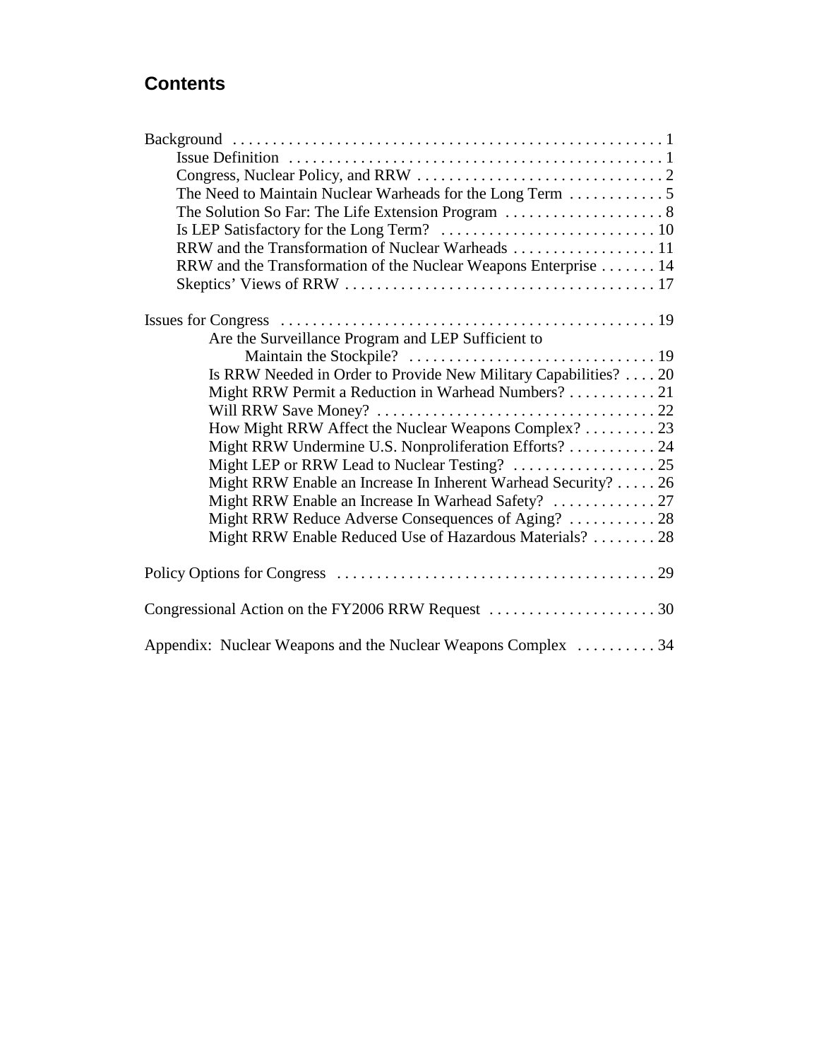## Contents

Background . . . . . . . . . . . . . . . . . . . . . . . . . . . . . . . . . . . . . . . . . . . . . . . . . . . . . 1
- Issue Definition . . . . . . . . . . . . . . . . . . . . . . . . . . . . . . . . . . . . . . . . . . . . . . . 1
- Congress, Nuclear Policy, and RRW . . . . . . . . . . . . . . . . . . . . . . . . . . . . . . . 2
- The Need to Maintain Nuclear Warheads for the Long Term . . . . . . . . . . . . 5
- The Solution So Far: The Life Extension Program . . . . . . . . . . . . . . . . . . . . 8
- Is LEP Satisfactory for the Long Term? . . . . . . . . . . . . . . . . . . . . . . . . . . . 10
- RRW and the Transformation of Nuclear Warheads . . . . . . . . . . . . . . . . . . 11
- RRW and the Transformation of the Nuclear Weapons Enterprise . . . . . . . 14
- Skeptics' Views of RRW . . . . . . . . . . . . . . . . . . . . . . . . . . . . . . . . . . . . . . . 17

Issues for Congress . . . . . . . . . . . . . . . . . . . . . . . . . . . . . . . . . . . . . . . . . . . . . . . 19
- Are the Surveillance Program and LEP Sufficient to Maintain the Stockpile? . . . . . . . . . . . . . . . . . . . . . . . . . . . . . . . 19
- Is RRW Needed in Order to Provide New Military Capabilities? . . . . 20
- Might RRW Permit a Reduction in Warhead Numbers? . . . . . . . . . . . 21
- Will RRW Save Money? . . . . . . . . . . . . . . . . . . . . . . . . . . . . . . . . . . . 22
- How Might RRW Affect the Nuclear Weapons Complex? . . . . . . . . . 23
- Might RRW Undermine U.S. Nonproliferation Efforts? . . . . . . . . . . . 24
- Might LEP or RRW Lead to Nuclear Testing? . . . . . . . . . . . . . . . . . . 25
- Might RRW Enable an Increase In Inherent Warhead Security? . . . . . 26
- Might RRW Enable an Increase In Warhead Safety? . . . . . . . . . . . . . 27
- Might RRW Reduce Adverse Consequences of Aging? . . . . . . . . . . . 28
- Might RRW Enable Reduced Use of Hazardous Materials? . . . . . . . . 28

Policy Options for Congress . . . . . . . . . . . . . . . . . . . . . . . . . . . . . . . . . . . . . . . . 29

Congressional Action on the FY2006 RRW Request . . . . . . . . . . . . . . . . . . . . . 30

Appendix: Nuclear Weapons and the Nuclear Weapons Complex . . . . . . . . . . 34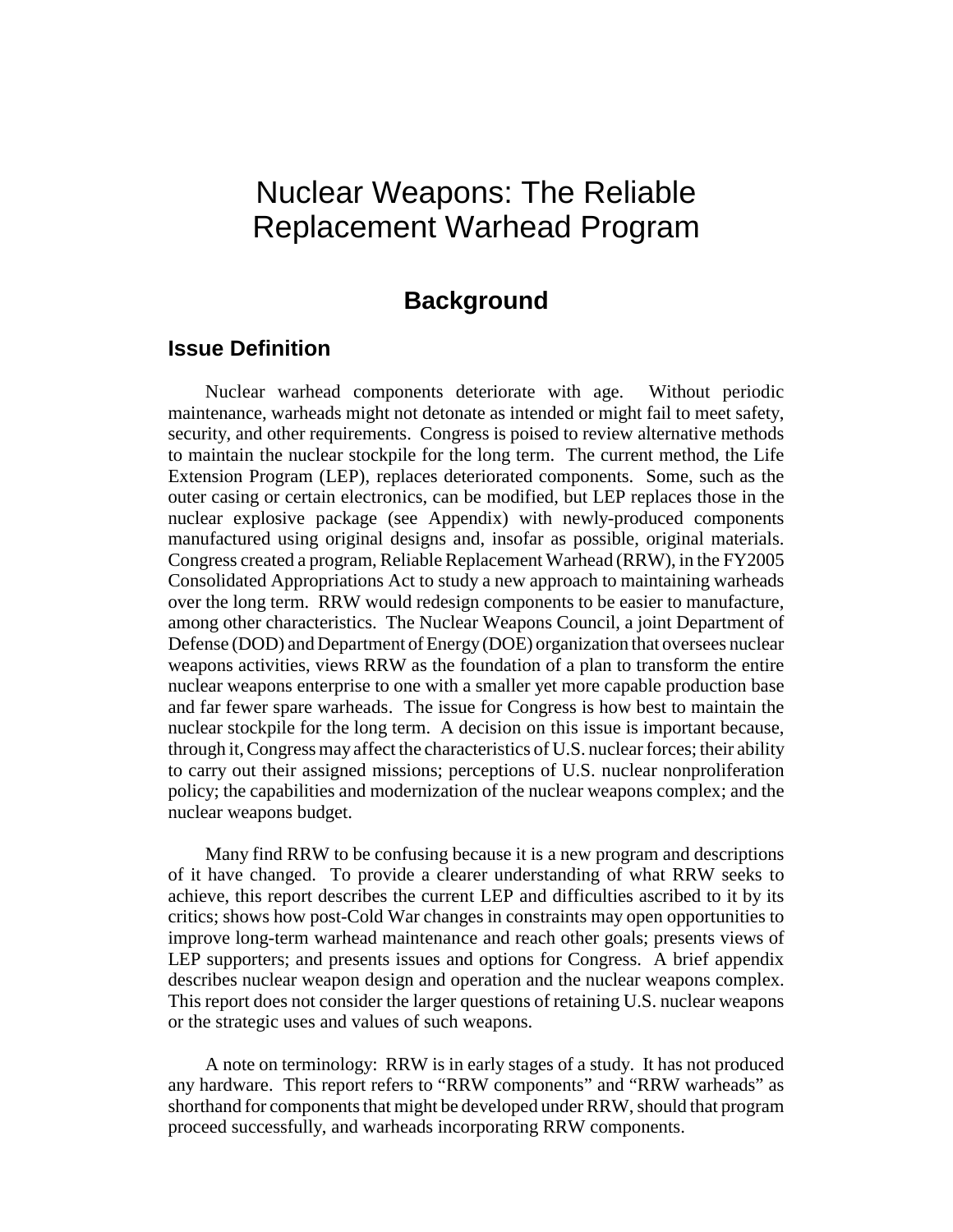# Nuclear Weapons: The Reliable Replacement Warhead Program

## Background

### Issue Definition

Nuclear warhead components deteriorate with age. Without periodic maintenance, warheads might not detonate as intended or might fail to meet safety, security, and other requirements. Congress is poised to review alternative methods to maintain the nuclear stockpile for the long term. The current method, the Life Extension Program (LEP), replaces deteriorated components. Some, such as the outer casing or certain electronics, can be modified, but LEP replaces those in the nuclear explosive package (see Appendix) with newly-produced components manufactured using original designs and, insofar as possible, original materials. Congress created a program, Reliable Replacement Warhead (RRW), in the FY2005 Consolidated Appropriations Act to study a new approach to maintaining warheads over the long term. RRW would redesign components to be easier to manufacture, among other characteristics. The Nuclear Weapons Council, a joint Department of Defense (DOD) and Department of Energy (DOE) organization that oversees nuclear weapons activities, views RRW as the foundation of a plan to transform the entire nuclear weapons enterprise to one with a smaller yet more capable production base and far fewer spare warheads. The issue for Congress is how best to maintain the nuclear stockpile for the long term. A decision on this issue is important because, through it, Congress may affect the characteristics of U.S. nuclear forces; their ability to carry out their assigned missions; perceptions of U.S. nuclear nonproliferation policy; the capabilities and modernization of the nuclear weapons complex; and the nuclear weapons budget.

Many find RRW to be confusing because it is a new program and descriptions of it have changed. To provide a clearer understanding of what RRW seeks to achieve, this report describes the current LEP and difficulties ascribed to it by its critics; shows how post-Cold War changes in constraints may open opportunities to improve long-term warhead maintenance and reach other goals; presents views of LEP supporters; and presents issues and options for Congress. A brief appendix describes nuclear weapon design and operation and the nuclear weapons complex. This report does not consider the larger questions of retaining U.S. nuclear weapons or the strategic uses and values of such weapons.

A note on terminology: RRW is in early stages of a study. It has not produced any hardware. This report refers to "RRW components" and "RRW warheads" as shorthand for components that might be developed under RRW, should that program proceed successfully, and warheads incorporating RRW components.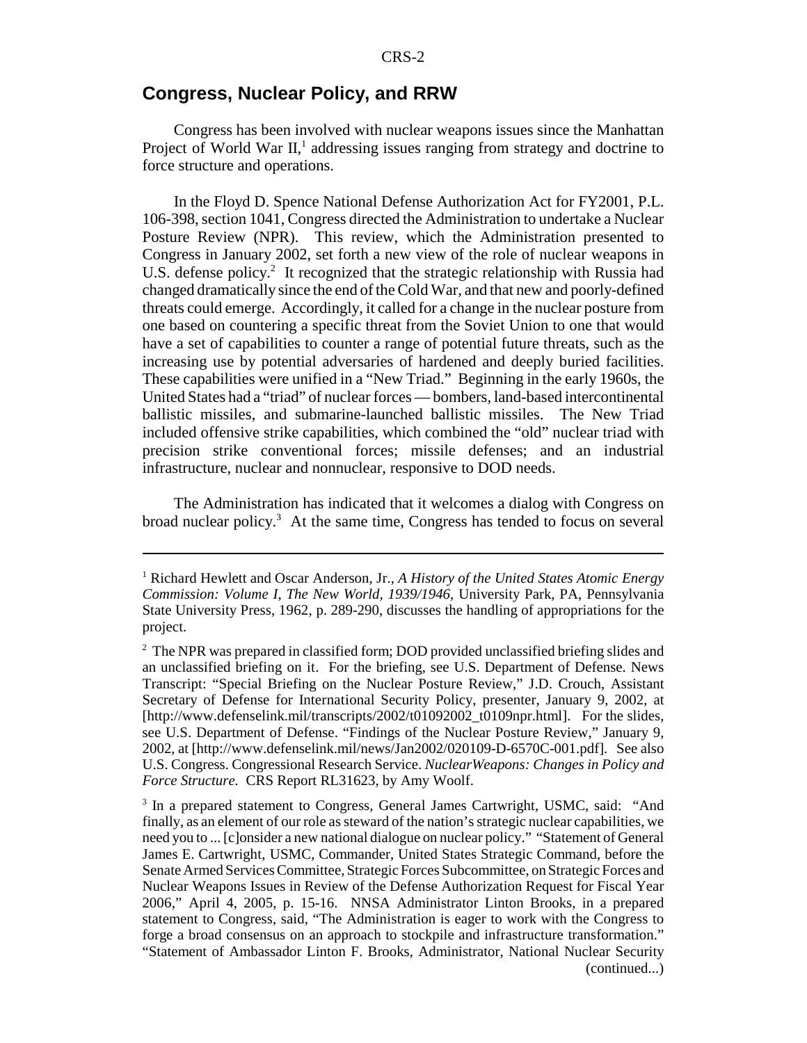## Congress, Nuclear Policy, and RRW

Congress has been involved with nuclear weapons issues since the Manhattan Project of World War II,[1] addressing issues ranging from strategy and doctrine to force structure and operations.

In the Floyd D. Spence National Defense Authorization Act for FY2001, P.L. 106-398, section 1041, Congress directed the Administration to undertake a Nuclear Posture Review (NPR). This review, which the Administration presented to Congress in January 2002, set forth a new view of the role of nuclear weapons in U.S. defense policy.[2] It recognized that the strategic relationship with Russia had changed dramatically since the end of the Cold War, and that new and poorly-defined threats could emerge. Accordingly, it called for a change in the nuclear posture from one based on countering a specific threat from the Soviet Union to one that would have a set of capabilities to counter a range of potential future threats, such as the increasing use by potential adversaries of hardened and deeply buried facilities. These capabilities were unified in a "New Triad." Beginning in the early 1960s, the United States had a "triad" of nuclear forces — bombers, land-based intercontinental ballistic missiles, and submarine-launched ballistic missiles. The New Triad included offensive strike capabilities, which combined the "old" nuclear triad with precision strike conventional forces; missile defenses; and an industrial infrastructure, nuclear and nonnuclear, responsive to DOD needs.

The Administration has indicated that it welcomes a dialog with Congress on broad nuclear policy.[3] At the same time, Congress has tended to focus on several

---

[1] Richard Hewlett and Oscar Anderson, Jr., *A History of the United States Atomic Energy Commission: Volume I, The New World, 1939/1946,* University Park, PA, Pennsylvania State University Press, 1962, p. 289-290, discusses the handling of appropriations for the project.

[2] The NPR was prepared in classified form; DOD provided unclassified briefing slides and an unclassified briefing on it. For the briefing, see U.S. Department of Defense. News Transcript: "Special Briefing on the Nuclear Posture Review," J.D. Crouch, Assistant Secretary of Defense for International Security Policy, presenter, January 9, 2002, at [http://www.defenselink.mil/transcripts/2002/t01092002_t0109npr.html]. For the slides, see U.S. Department of Defense. "Findings of the Nuclear Posture Review," January 9, 2002, at [http://www.defenselink.mil/news/Jan2002/020109-D-6570C-001.pdf]. See also U.S. Congress. Congressional Research Service. *NuclearWeapons: Changes in Policy and Force Structure.* CRS Report RL31623, by Amy Woolf.

[3] In a prepared statement to Congress, General James Cartwright, USMC, said: "And finally, as an element of our role as steward of the nation's strategic nuclear capabilities, we need you to ... [c]onsider a new national dialogue on nuclear policy." "Statement of General James E. Cartwright, USMC, Commander, United States Strategic Command, before the Senate Armed Services Committee, Strategic Forces Subcommittee, on Strategic Forces and Nuclear Weapons Issues in Review of the Defense Authorization Request for Fiscal Year 2006," April 4, 2005, p. 15-16. NNSA Administrator Linton Brooks, in a prepared statement to Congress, said, "The Administration is eager to work with the Congress to forge a broad consensus on an approach to stockpile and infrastructure transformation." "Statement of Ambassador Linton F. Brooks, Administrator, National Nuclear Security (continued...)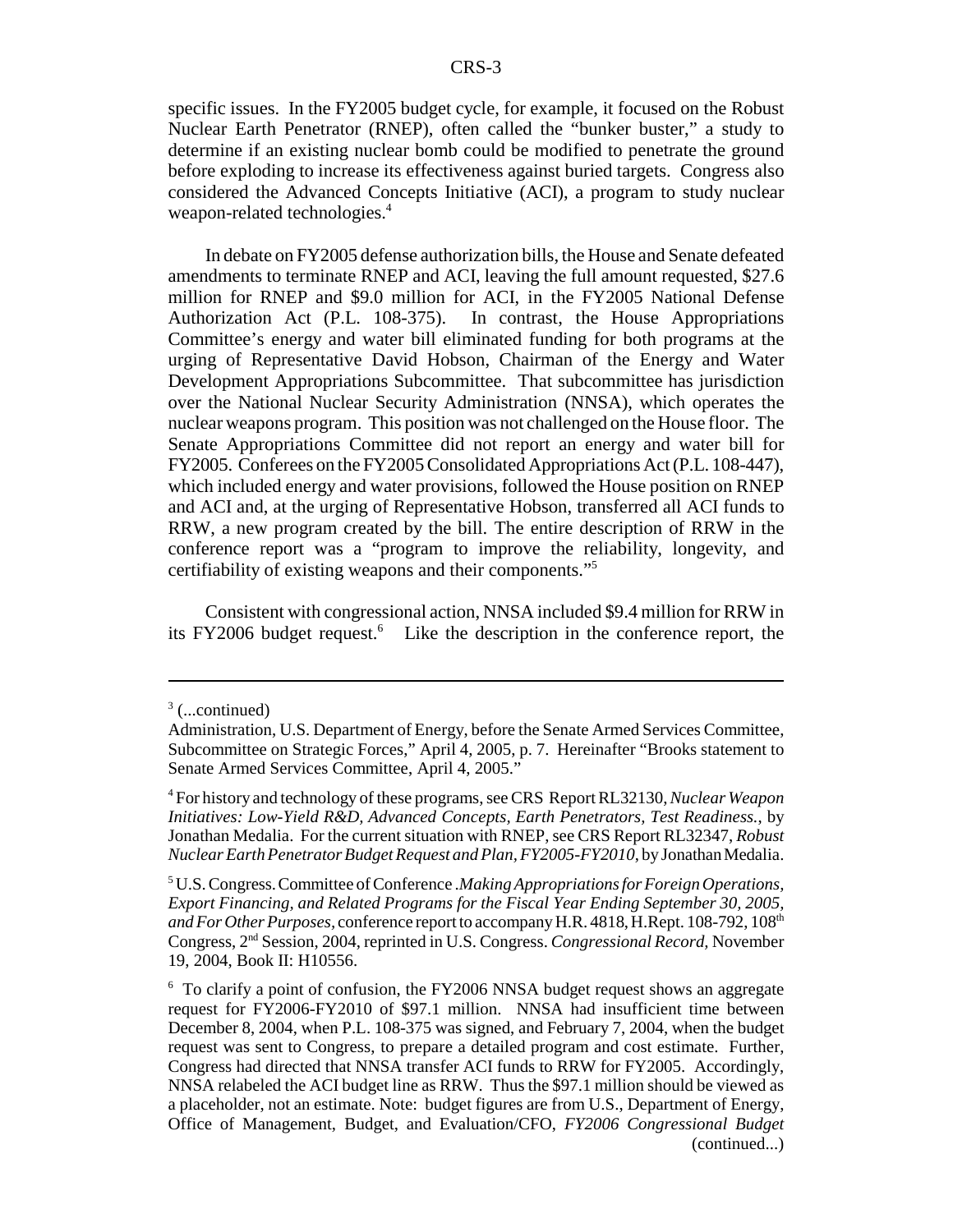specific issues. In the FY2005 budget cycle, for example, it focused on the Robust Nuclear Earth Penetrator (RNEP), often called the "bunker buster," a study to determine if an existing nuclear bomb could be modified to penetrate the ground before exploding to increase its effectiveness against buried targets. Congress also considered the Advanced Concepts Initiative (ACI), a program to study nuclear weapon-related technologies.[4]

In debate on FY2005 defense authorization bills, the House and Senate defeated amendments to terminate RNEP and ACI, leaving the full amount requested, $27.6 million for RNEP and $9.0 million for ACI, in the FY2005 National Defense Authorization Act (P.L. 108-375). In contrast, the House Appropriations Committee's energy and water bill eliminated funding for both programs at the urging of Representative David Hobson, Chairman of the Energy and Water Development Appropriations Subcommittee. That subcommittee has jurisdiction over the National Nuclear Security Administration (NNSA), which operates the nuclear weapons program. This position was not challenged on the House floor. The Senate Appropriations Committee did not report an energy and water bill for FY2005. Conferees on the FY2005 Consolidated Appropriations Act (P.L. 108-447), which included energy and water provisions, followed the House position on RNEP and ACI and, at the urging of Representative Hobson, transferred all ACI funds to RRW, a new program created by the bill. The entire description of RRW in the conference report was a "program to improve the reliability, longevity, and certifiability of existing weapons and their components."[5]

Consistent with congressional action, NNSA included $9.4 million for RRW in its FY2006 budget request.[6] Like the description in the conference report, the

---

[3] (...continued)
Administration, U.S. Department of Energy, before the Senate Armed Services Committee, Subcommittee on Strategic Forces," April 4, 2005, p. 7. Hereinafter "Brooks statement to Senate Armed Services Committee, April 4, 2005."

[4] For history and technology of these programs, see CRS Report RL32130, *Nuclear Weapon Initiatives: Low-Yield R&D, Advanced Concepts, Earth Penetrators, Test Readiness.*, by Jonathan Medalia. For the current situation with RNEP, see CRS Report RL32347, *Robust Nuclear Earth Penetrator Budget Request and Plan, FY2005-FY2010*, by Jonathan Medalia.

[5] U.S. Congress. Committee of Conference .*Making Appropriations for Foreign Operations, Export Financing, and Related Programs for the Fiscal Year Ending September 30, 2005, and For Other Purposes,* conference report to accompany H.R. 4818, H.Rept. 108-792, 108th Congress, 2nd Session, 2004, reprinted in U.S. Congress. *Congressional Record,* November 19, 2004, Book II: H10556.

[6] To clarify a point of confusion, the FY2006 NNSA budget request shows an aggregate request for FY2006-FY2010 of $97.1 million. NNSA had insufficient time between December 8, 2004, when P.L. 108-375 was signed, and February 7, 2004, when the budget request was sent to Congress, to prepare a detailed program and cost estimate. Further, Congress had directed that NNSA transfer ACI funds to RRW for FY2005. Accordingly, NNSA relabeled the ACI budget line as RRW. Thus the $97.1 million should be viewed as a placeholder, not an estimate. Note: budget figures are from U.S., Department of Energy, Office of Management, Budget, and Evaluation/CFO, *FY2006 Congressional Budget* (continued...)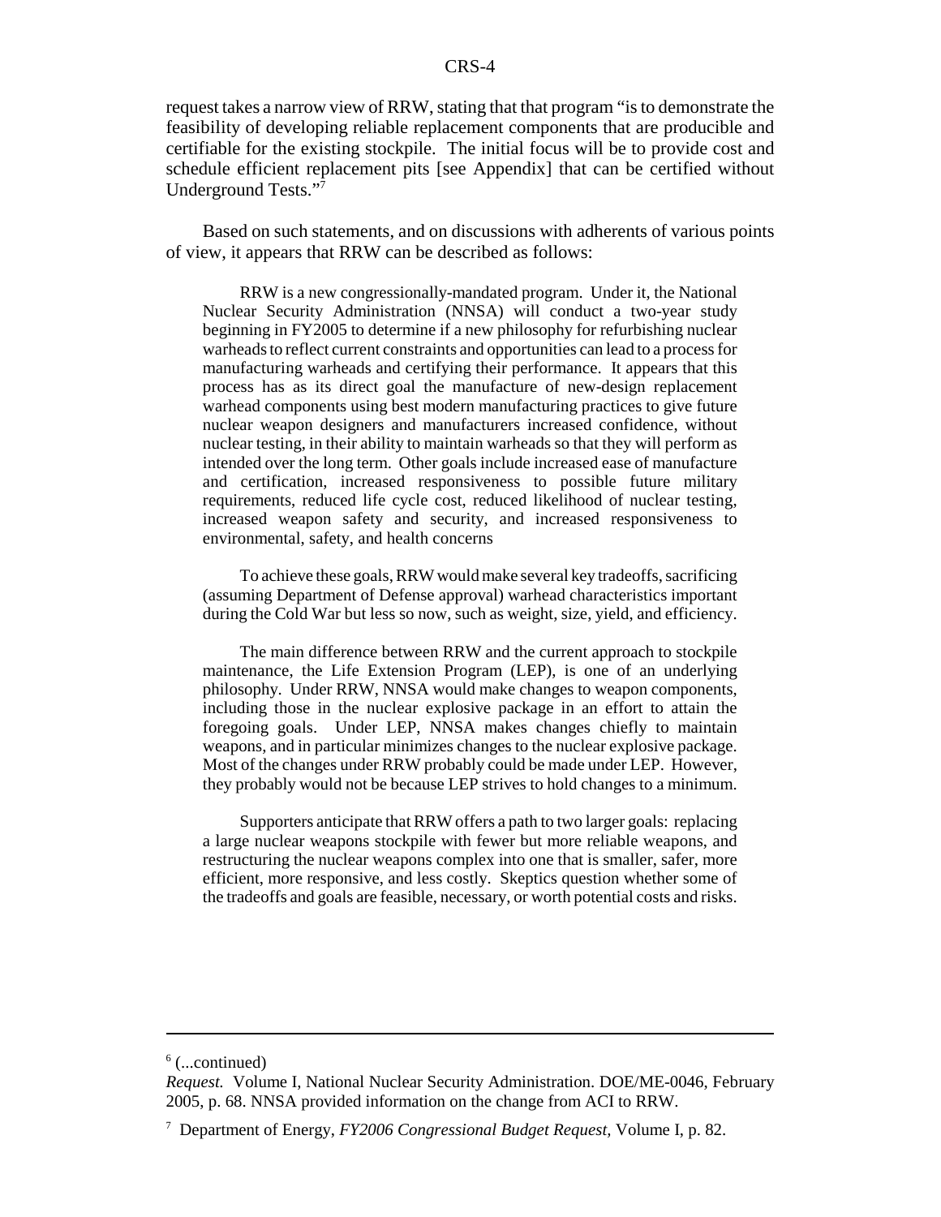request takes a narrow view of RRW, stating that that program "is to demonstrate the feasibility of developing reliable replacement components that are producible and certifiable for the existing stockpile. The initial focus will be to provide cost and schedule efficient replacement pits [see Appendix] that can be certified without Underground Tests."[7]

Based on such statements, and on discussions with adherents of various points of view, it appears that RRW can be described as follows:

> RRW is a new congressionally-mandated program. Under it, the National Nuclear Security Administration (NNSA) will conduct a two-year study beginning in FY2005 to determine if a new philosophy for refurbishing nuclear warheads to reflect current constraints and opportunities can lead to a process for manufacturing warheads and certifying their performance. It appears that this process has as its direct goal the manufacture of new-design replacement warhead components using best modern manufacturing practices to give future nuclear weapon designers and manufacturers increased confidence, without nuclear testing, in their ability to maintain warheads so that they will perform as intended over the long term. Other goals include increased ease of manufacture and certification, increased responsiveness to possible future military requirements, reduced life cycle cost, reduced likelihood of nuclear testing, increased weapon safety and security, and increased responsiveness to environmental, safety, and health concerns
>
> To achieve these goals, RRW would make several key tradeoffs, sacrificing (assuming Department of Defense approval) warhead characteristics important during the Cold War but less so now, such as weight, size, yield, and efficiency.
>
> The main difference between RRW and the current approach to stockpile maintenance, the Life Extension Program (LEP), is one of an underlying philosophy. Under RRW, NNSA would make changes to weapon components, including those in the nuclear explosive package in an effort to attain the foregoing goals. Under LEP, NNSA makes changes chiefly to maintain weapons, and in particular minimizes changes to the nuclear explosive package. Most of the changes under RRW probably could be made under LEP. However, they probably would not be because LEP strives to hold changes to a minimum.
>
> Supporters anticipate that RRW offers a path to two larger goals: replacing a large nuclear weapons stockpile with fewer but more reliable weapons, and restructuring the nuclear weapons complex into one that is smaller, safer, more efficient, more responsive, and less costly. Skeptics question whether some of the tradeoffs and goals are feasible, necessary, or worth potential costs and risks.

---

[6] (...continued)
*Request.* Volume I, National Nuclear Security Administration. DOE/ME-0046, February 2005, p. 68. NNSA provided information on the change from ACI to RRW.

[7] Department of Energy, *FY2006 Congressional Budget Request,* Volume I, p. 82.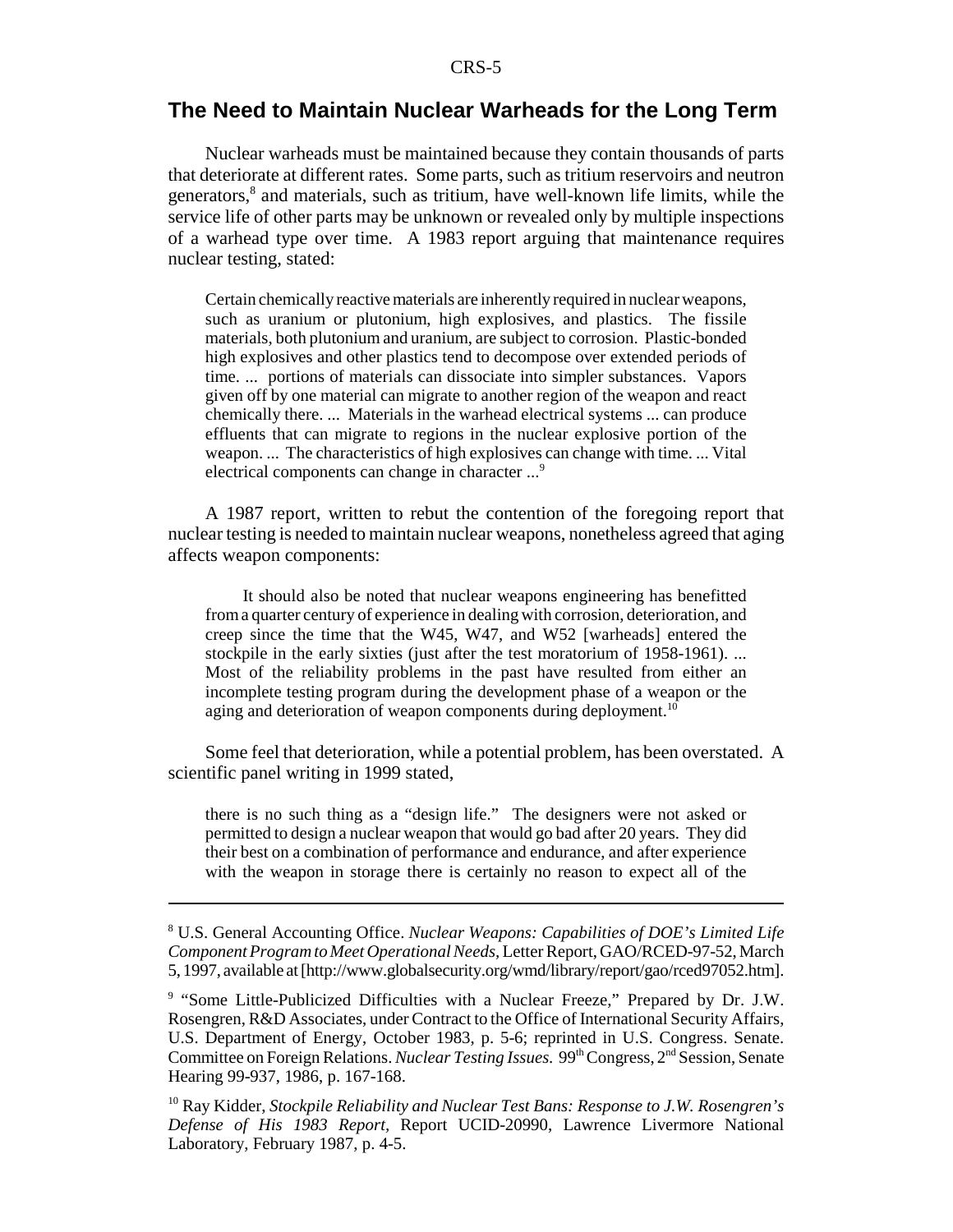## The Need to Maintain Nuclear Warheads for the Long Term

Nuclear warheads must be maintained because they contain thousands of parts that deteriorate at different rates. Some parts, such as tritium reservoirs and neutron generators,[8] and materials, such as tritium, have well-known life limits, while the service life of other parts may be unknown or revealed only by multiple inspections of a warhead type over time. A 1983 report arguing that maintenance requires nuclear testing, stated:

> Certain chemically reactive materials are inherently required in nuclear weapons, such as uranium or plutonium, high explosives, and plastics. The fissile materials, both plutonium and uranium, are subject to corrosion. Plastic-bonded high explosives and other plastics tend to decompose over extended periods of time. ... portions of materials can dissociate into simpler substances. Vapors given off by one material can migrate to another region of the weapon and react chemically there. ... Materials in the warhead electrical systems ... can produce effluents that can migrate to regions in the nuclear explosive portion of the weapon. ... The characteristics of high explosives can change with time. ... Vital electrical components can change in character ...[9]

A 1987 report, written to rebut the contention of the foregoing report that nuclear testing is needed to maintain nuclear weapons, nonetheless agreed that aging affects weapon components:

> It should also be noted that nuclear weapons engineering has benefitted from a quarter century of experience in dealing with corrosion, deterioration, and creep since the time that the W45, W47, and W52 [warheads] entered the stockpile in the early sixties (just after the test moratorium of 1958-1961). ... Most of the reliability problems in the past have resulted from either an incomplete testing program during the development phase of a weapon or the aging and deterioration of weapon components during deployment.[10]

Some feel that deterioration, while a potential problem, has been overstated. A scientific panel writing in 1999 stated,

> there is no such thing as a "design life." The designers were not asked or permitted to design a nuclear weapon that would go bad after 20 years. They did their best on a combination of performance and endurance, and after experience with the weapon in storage there is certainly no reason to expect all of the

---

[8] U.S. General Accounting Office. *Nuclear Weapons: Capabilities of DOE's Limited Life Component Program to Meet Operational Needs*, Letter Report, GAO/RCED-97-52, March 5, 1997, available at [http://www.globalsecurity.org/wmd/library/report/gao/rced97052.htm].

[9] "Some Little-Publicized Difficulties with a Nuclear Freeze," Prepared by Dr. J.W. Rosengren, R&D Associates, under Contract to the Office of International Security Affairs, U.S. Department of Energy, October 1983, p. 5-6; reprinted in U.S. Congress. Senate. Committee on Foreign Relations. *Nuclear Testing Issues.* 99th Congress, 2nd Session, Senate Hearing 99-937, 1986, p. 167-168.

[10] Ray Kidder, *Stockpile Reliability and Nuclear Test Bans: Response to J.W. Rosengren's Defense of His 1983 Report,* Report UCID-20990, Lawrence Livermore National Laboratory, February 1987, p. 4-5.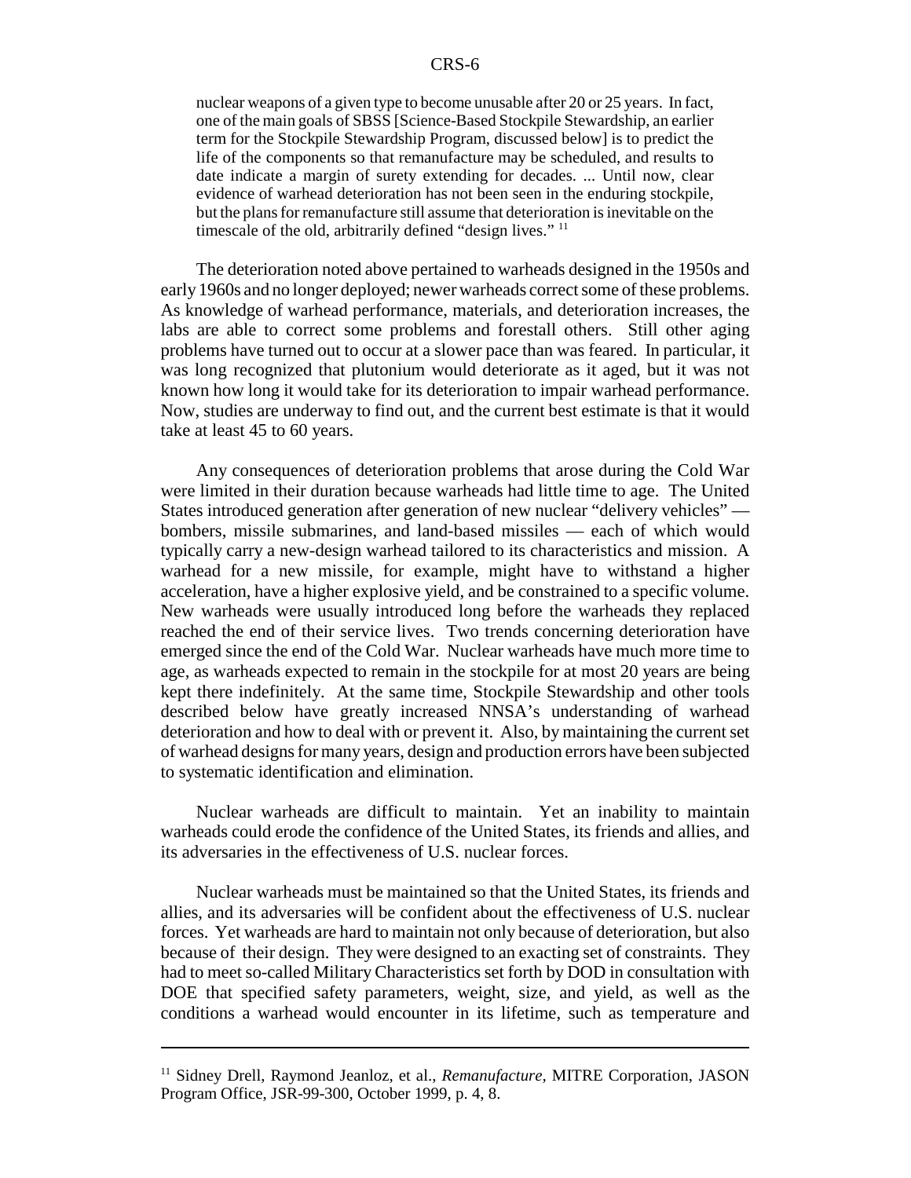> nuclear weapons of a given type to become unusable after 20 or 25 years. In fact, one of the main goals of SBSS [Science-Based Stockpile Stewardship, an earlier term for the Stockpile Stewardship Program, discussed below] is to predict the life of the components so that remanufacture may be scheduled, and results to date indicate a margin of surety extending for decades. ... Until now, clear evidence of warhead deterioration has not been seen in the enduring stockpile, but the plans for remanufacture still assume that deterioration is inevitable on the timescale of the old, arbitrarily defined "design lives." [11]

The deterioration noted above pertained to warheads designed in the 1950s and early 1960s and no longer deployed; newer warheads correct some of these problems. As knowledge of warhead performance, materials, and deterioration increases, the labs are able to correct some problems and forestall others. Still other aging problems have turned out to occur at a slower pace than was feared. In particular, it was long recognized that plutonium would deteriorate as it aged, but it was not known how long it would take for its deterioration to impair warhead performance. Now, studies are underway to find out, and the current best estimate is that it would take at least 45 to 60 years.

Any consequences of deterioration problems that arose during the Cold War were limited in their duration because warheads had little time to age. The United States introduced generation after generation of new nuclear "delivery vehicles" — bombers, missile submarines, and land-based missiles — each of which would typically carry a new-design warhead tailored to its characteristics and mission. A warhead for a new missile, for example, might have to withstand a higher acceleration, have a higher explosive yield, and be constrained to a specific volume. New warheads were usually introduced long before the warheads they replaced reached the end of their service lives. Two trends concerning deterioration have emerged since the end of the Cold War. Nuclear warheads have much more time to age, as warheads expected to remain in the stockpile for at most 20 years are being kept there indefinitely. At the same time, Stockpile Stewardship and other tools described below have greatly increased NNSA's understanding of warhead deterioration and how to deal with or prevent it. Also, by maintaining the current set of warhead designs for many years, design and production errors have been subjected to systematic identification and elimination.

Nuclear warheads are difficult to maintain. Yet an inability to maintain warheads could erode the confidence of the United States, its friends and allies, and its adversaries in the effectiveness of U.S. nuclear forces.

Nuclear warheads must be maintained so that the United States, its friends and allies, and its adversaries will be confident about the effectiveness of U.S. nuclear forces. Yet warheads are hard to maintain not only because of deterioration, but also because of their design. They were designed to an exacting set of constraints. They had to meet so-called Military Characteristics set forth by DOD in consultation with DOE that specified safety parameters, weight, size, and yield, as well as the conditions a warhead would encounter in its lifetime, such as temperature and

---

[11] Sidney Drell, Raymond Jeanloz, et al., *Remanufacture,* MITRE Corporation, JASON Program Office, JSR-99-300, October 1999, p. 4, 8.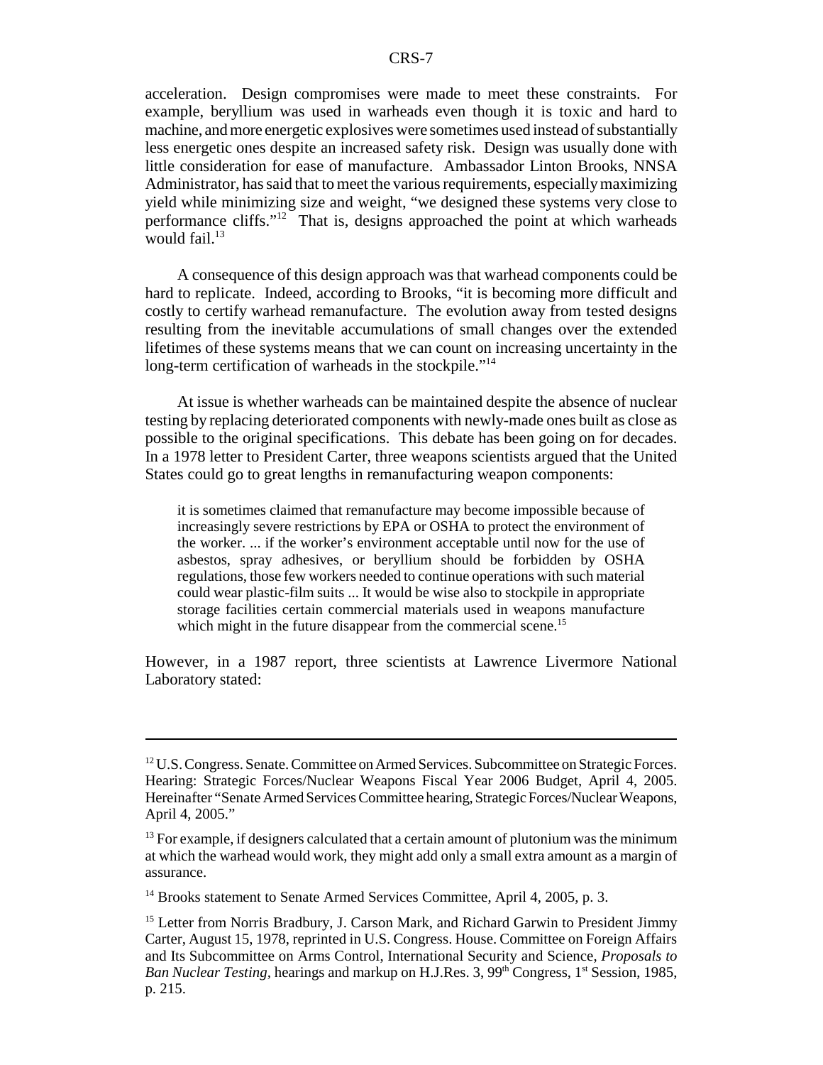acceleration. Design compromises were made to meet these constraints. For example, beryllium was used in warheads even though it is toxic and hard to machine, and more energetic explosives were sometimes used instead of substantially less energetic ones despite an increased safety risk. Design was usually done with little consideration for ease of manufacture. Ambassador Linton Brooks, NNSA Administrator, has said that to meet the various requirements, especially maximizing yield while minimizing size and weight, "we designed these systems very close to performance cliffs."[12] That is, designs approached the point at which warheads would fail.[13]

A consequence of this design approach was that warhead components could be hard to replicate. Indeed, according to Brooks, "it is becoming more difficult and costly to certify warhead remanufacture. The evolution away from tested designs resulting from the inevitable accumulations of small changes over the extended lifetimes of these systems means that we can count on increasing uncertainty in the long-term certification of warheads in the stockpile."[14]

At issue is whether warheads can be maintained despite the absence of nuclear testing by replacing deteriorated components with newly-made ones built as close as possible to the original specifications. This debate has been going on for decades. In a 1978 letter to President Carter, three weapons scientists argued that the United States could go to great lengths in remanufacturing weapon components:

> it is sometimes claimed that remanufacture may become impossible because of increasingly severe restrictions by EPA or OSHA to protect the environment of the worker. ... if the worker's environment acceptable until now for the use of asbestos, spray adhesives, or beryllium should be forbidden by OSHA regulations, those few workers needed to continue operations with such material could wear plastic-film suits ... It would be wise also to stockpile in appropriate storage facilities certain commercial materials used in weapons manufacture which might in the future disappear from the commercial scene.[15]

However, in a 1987 report, three scientists at Lawrence Livermore National Laboratory stated:

---

[12] U.S. Congress. Senate. Committee on Armed Services. Subcommittee on Strategic Forces. Hearing: Strategic Forces/Nuclear Weapons Fiscal Year 2006 Budget, April 4, 2005. Hereinafter "Senate Armed Services Committee hearing, Strategic Forces/Nuclear Weapons, April 4, 2005."

[13] For example, if designers calculated that a certain amount of plutonium was the minimum at which the warhead would work, they might add only a small extra amount as a margin of assurance.

[14] Brooks statement to Senate Armed Services Committee, April 4, 2005, p. 3.

[15] Letter from Norris Bradbury, J. Carson Mark, and Richard Garwin to President Jimmy Carter, August 15, 1978, reprinted in U.S. Congress. House. Committee on Foreign Affairs and Its Subcommittee on Arms Control, International Security and Science, *Proposals to Ban Nuclear Testing*, hearings and markup on H.J.Res. 3, 99th Congress, 1st Session, 1985, p. 215.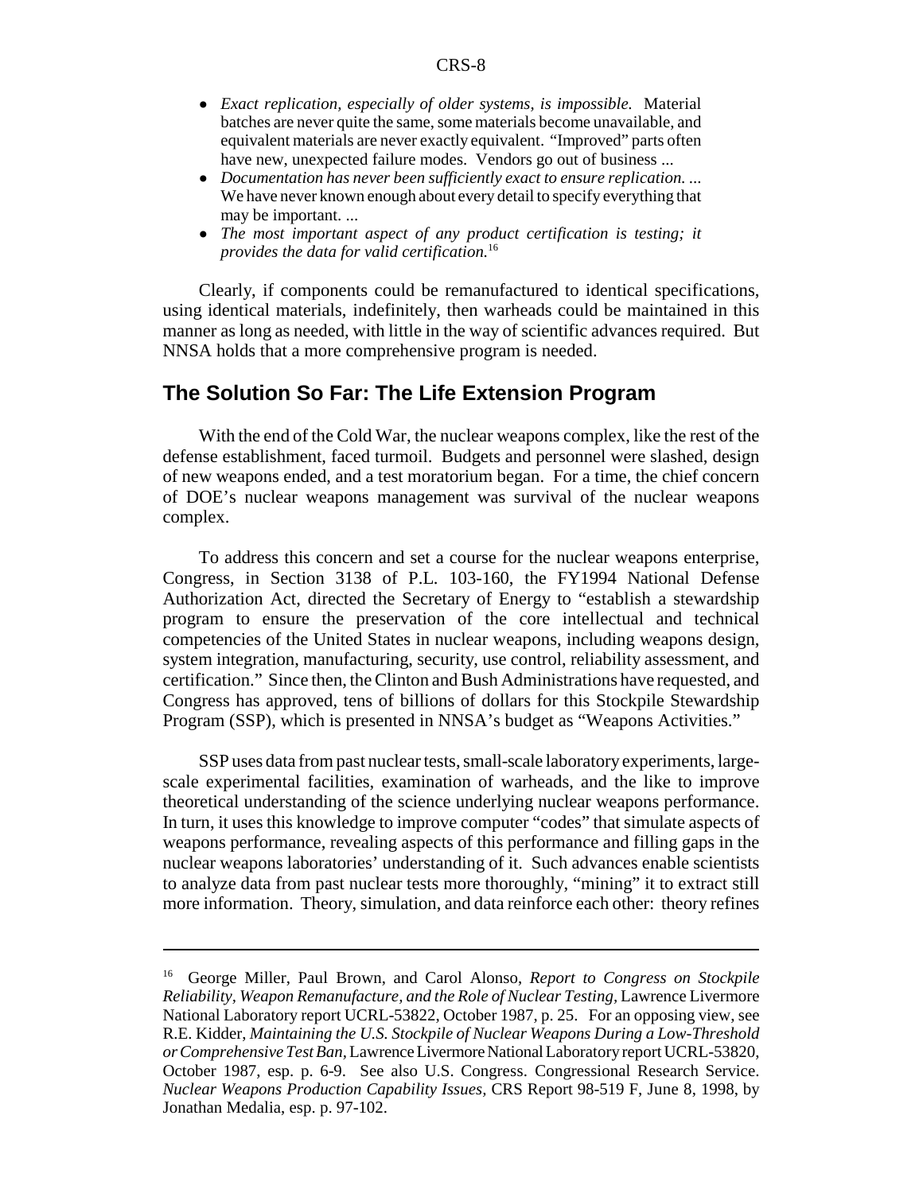- *Exact replication, especially of older systems, is impossible.* Material batches are never quite the same, some materials become unavailable, and equivalent materials are never exactly equivalent. "Improved" parts often have new, unexpected failure modes. Vendors go out of business ...
- *Documentation has never been sufficiently exact to ensure replication. ...* We have never known enough about every detail to specify everything that may be important. ...
- *The most important aspect of any product certification is testing; it provides the data for valid certification.*[16]

Clearly, if components could be remanufactured to identical specifications, using identical materials, indefinitely, then warheads could be maintained in this manner as long as needed, with little in the way of scientific advances required. But NNSA holds that a more comprehensive program is needed.

## The Solution So Far: The Life Extension Program

With the end of the Cold War, the nuclear weapons complex, like the rest of the defense establishment, faced turmoil. Budgets and personnel were slashed, design of new weapons ended, and a test moratorium began. For a time, the chief concern of DOE's nuclear weapons management was survival of the nuclear weapons complex.

To address this concern and set a course for the nuclear weapons enterprise, Congress, in Section 3138 of P.L. 103-160, the FY1994 National Defense Authorization Act, directed the Secretary of Energy to "establish a stewardship program to ensure the preservation of the core intellectual and technical competencies of the United States in nuclear weapons, including weapons design, system integration, manufacturing, security, use control, reliability assessment, and certification." Since then, the Clinton and Bush Administrations have requested, and Congress has approved, tens of billions of dollars for this Stockpile Stewardship Program (SSP), which is presented in NNSA's budget as "Weapons Activities."

SSP uses data from past nuclear tests, small-scale laboratory experiments, large-scale experimental facilities, examination of warheads, and the like to improve theoretical understanding of the science underlying nuclear weapons performance. In turn, it uses this knowledge to improve computer "codes" that simulate aspects of weapons performance, revealing aspects of this performance and filling gaps in the nuclear weapons laboratories' understanding of it. Such advances enable scientists to analyze data from past nuclear tests more thoroughly, "mining" it to extract still more information. Theory, simulation, and data reinforce each other: theory refines

---

[16] George Miller, Paul Brown, and Carol Alonso, *Report to Congress on Stockpile Reliability, Weapon Remanufacture, and the Role of Nuclear Testing,* Lawrence Livermore National Laboratory report UCRL-53822, October 1987, p. 25. For an opposing view, see R.E. Kidder, *Maintaining the U.S. Stockpile of Nuclear Weapons During a Low-Threshold or Comprehensive Test Ban,* Lawrence Livermore National Laboratory report UCRL-53820, October 1987, esp. p. 6-9. See also U.S. Congress. Congressional Research Service. *Nuclear Weapons Production Capability Issues,* CRS Report 98-519 F, June 8, 1998, by Jonathan Medalia, esp. p. 97-102.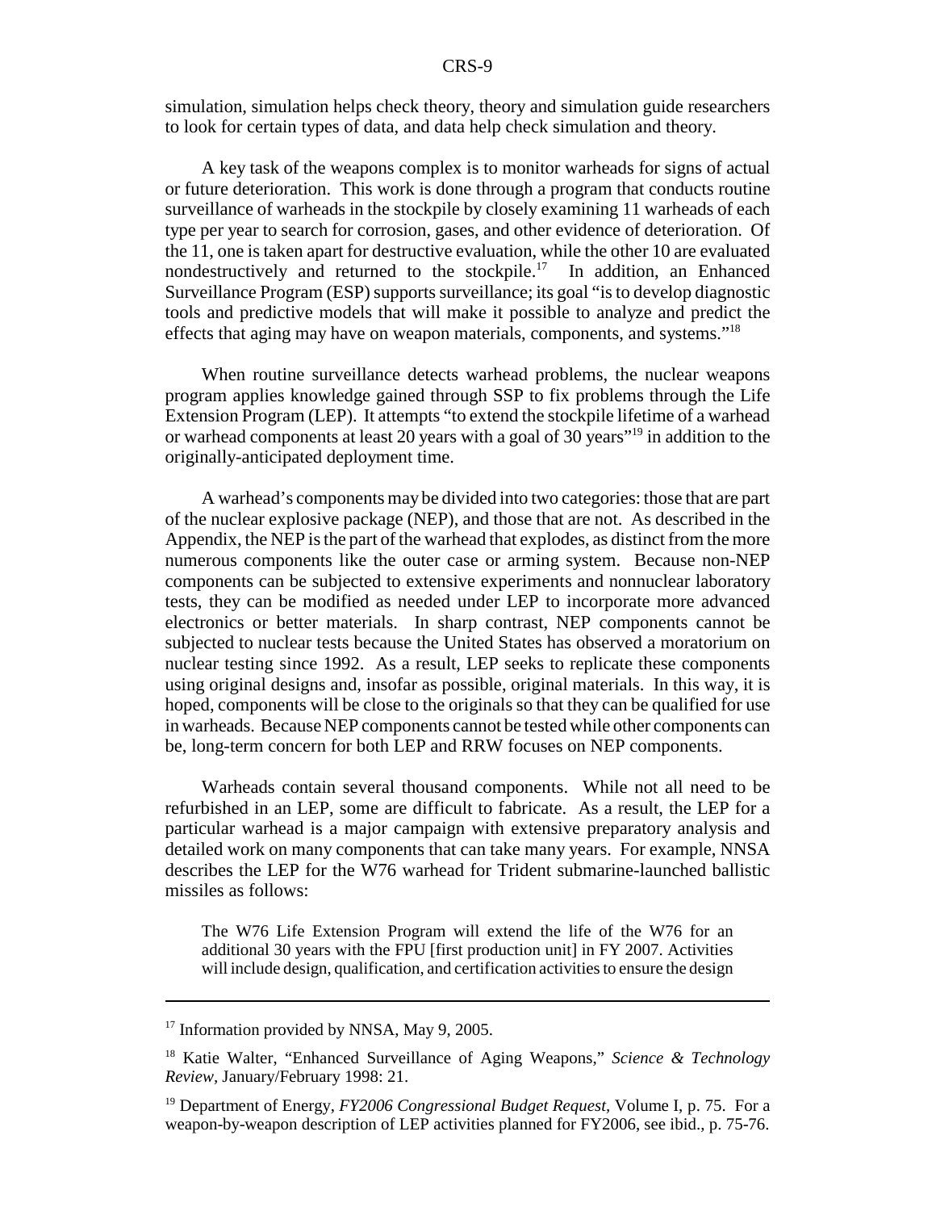simulation, simulation helps check theory, theory and simulation guide researchers to look for certain types of data, and data help check simulation and theory.

A key task of the weapons complex is to monitor warheads for signs of actual or future deterioration. This work is done through a program that conducts routine surveillance of warheads in the stockpile by closely examining 11 warheads of each type per year to search for corrosion, gases, and other evidence of deterioration. Of the 11, one is taken apart for destructive evaluation, while the other 10 are evaluated nondestructively and returned to the stockpile.[17] In addition, an Enhanced Surveillance Program (ESP) supports surveillance; its goal "is to develop diagnostic tools and predictive models that will make it possible to analyze and predict the effects that aging may have on weapon materials, components, and systems."[18]

When routine surveillance detects warhead problems, the nuclear weapons program applies knowledge gained through SSP to fix problems through the Life Extension Program (LEP). It attempts "to extend the stockpile lifetime of a warhead or warhead components at least 20 years with a goal of 30 years"[19] in addition to the originally-anticipated deployment time.

A warhead's components may be divided into two categories: those that are part of the nuclear explosive package (NEP), and those that are not. As described in the Appendix, the NEP is the part of the warhead that explodes, as distinct from the more numerous components like the outer case or arming system. Because non-NEP components can be subjected to extensive experiments and nonnuclear laboratory tests, they can be modified as needed under LEP to incorporate more advanced electronics or better materials. In sharp contrast, NEP components cannot be subjected to nuclear tests because the United States has observed a moratorium on nuclear testing since 1992. As a result, LEP seeks to replicate these components using original designs and, insofar as possible, original materials. In this way, it is hoped, components will be close to the originals so that they can be qualified for use in warheads. Because NEP components cannot be tested while other components can be, long-term concern for both LEP and RRW focuses on NEP components.

Warheads contain several thousand components. While not all need to be refurbished in an LEP, some are difficult to fabricate. As a result, the LEP for a particular warhead is a major campaign with extensive preparatory analysis and detailed work on many components that can take many years. For example, NNSA describes the LEP for the W76 warhead for Trident submarine-launched ballistic missiles as follows:

> The W76 Life Extension Program will extend the life of the W76 for an additional 30 years with the FPU [first production unit] in FY 2007. Activities will include design, qualification, and certification activities to ensure the design

---

[17] Information provided by NNSA, May 9, 2005.

[18] Katie Walter, "Enhanced Surveillance of Aging Weapons," *Science & Technology Review*, January/February 1998: 21.

[19] Department of Energy, *FY2006 Congressional Budget Request*, Volume I, p. 75. For a weapon-by-weapon description of LEP activities planned for FY2006, see ibid., p. 75-76.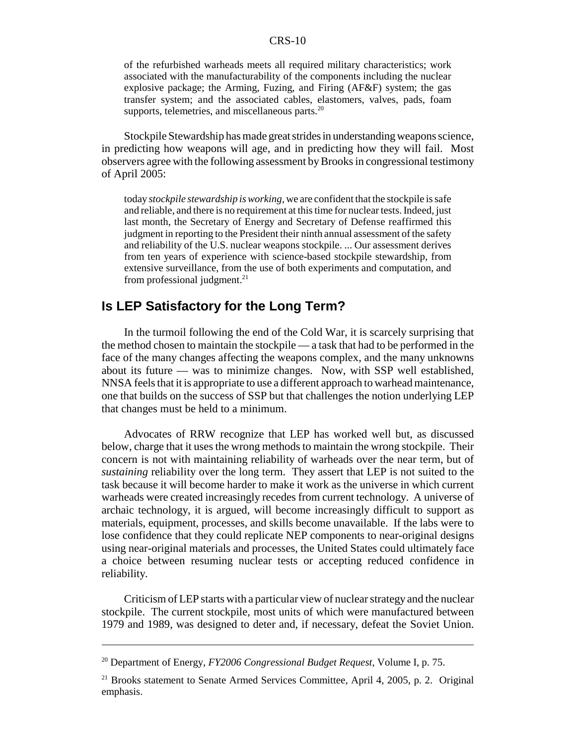of the refurbished warheads meets all required military characteristics; work associated with the manufacturability of the components including the nuclear explosive package; the Arming, Fuzing, and Firing (AF&F) system; the gas transfer system; and the associated cables, elastomers, valves, pads, foam supports, telemetries, and miscellaneous parts.[20]

Stockpile Stewardship has made great strides in understanding weapons science, in predicting how weapons will age, and in predicting how they will fail. Most observers agree with the following assessment by Brooks in congressional testimony of April 2005:

> today *stockpile stewardship is working*, we are confident that the stockpile is safe and reliable, and there is no requirement at this time for nuclear tests. Indeed, just last month, the Secretary of Energy and Secretary of Defense reaffirmed this judgment in reporting to the President their ninth annual assessment of the safety and reliability of the U.S. nuclear weapons stockpile. ... Our assessment derives from ten years of experience with science-based stockpile stewardship, from extensive surveillance, from the use of both experiments and computation, and from professional judgment.[21]

## Is LEP Satisfactory for the Long Term?

In the turmoil following the end of the Cold War, it is scarcely surprising that the method chosen to maintain the stockpile — a task that had to be performed in the face of the many changes affecting the weapons complex, and the many unknowns about its future — was to minimize changes. Now, with SSP well established, NNSA feels that it is appropriate to use a different approach to warhead maintenance, one that builds on the success of SSP but that challenges the notion underlying LEP that changes must be held to a minimum.

Advocates of RRW recognize that LEP has worked well but, as discussed below, charge that it uses the wrong methods to maintain the wrong stockpile. Their concern is not with maintaining reliability of warheads over the near term, but of *sustaining* reliability over the long term. They assert that LEP is not suited to the task because it will become harder to make it work as the universe in which current warheads were created increasingly recedes from current technology. A universe of archaic technology, it is argued, will become increasingly difficult to support as materials, equipment, processes, and skills become unavailable. If the labs were to lose confidence that they could replicate NEP components to near-original designs using near-original materials and processes, the United States could ultimately face a choice between resuming nuclear tests or accepting reduced confidence in reliability.

Criticism of LEP starts with a particular view of nuclear strategy and the nuclear stockpile. The current stockpile, most units of which were manufactured between 1979 and 1989, was designed to deter and, if necessary, defeat the Soviet Union.

---

[20] Department of Energy, *FY2006 Congressional Budget Request*, Volume I, p. 75.

[21] Brooks statement to Senate Armed Services Committee, April 4, 2005, p. 2. Original emphasis.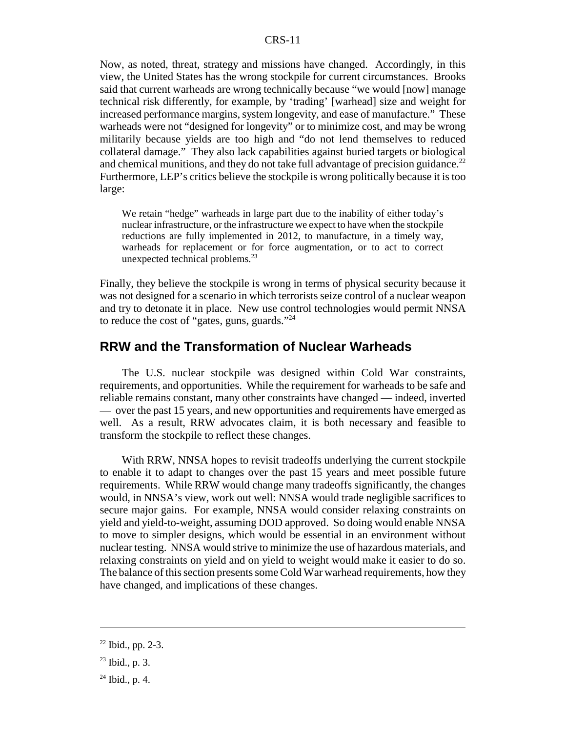Now, as noted, threat, strategy and missions have changed. Accordingly, in this view, the United States has the wrong stockpile for current circumstances. Brooks said that current warheads are wrong technically because "we would [now] manage technical risk differently, for example, by 'trading' [warhead] size and weight for increased performance margins, system longevity, and ease of manufacture." These warheads were not "designed for longevity" or to minimize cost, and may be wrong militarily because yields are too high and "do not lend themselves to reduced collateral damage." They also lack capabilities against buried targets or biological and chemical munitions, and they do not take full advantage of precision guidance.[22] Furthermore, LEP's critics believe the stockpile is wrong politically because it is too large:

> We retain "hedge" warheads in large part due to the inability of either today's nuclear infrastructure, or the infrastructure we expect to have when the stockpile reductions are fully implemented in 2012, to manufacture, in a timely way, warheads for replacement or for force augmentation, or to act to correct unexpected technical problems.[23]

Finally, they believe the stockpile is wrong in terms of physical security because it was not designed for a scenario in which terrorists seize control of a nuclear weapon and try to detonate it in place. New use control technologies would permit NNSA to reduce the cost of "gates, guns, guards."[24]

## RRW and the Transformation of Nuclear Warheads

The U.S. nuclear stockpile was designed within Cold War constraints, requirements, and opportunities. While the requirement for warheads to be safe and reliable remains constant, many other constraints have changed — indeed, inverted — over the past 15 years, and new opportunities and requirements have emerged as well. As a result, RRW advocates claim, it is both necessary and feasible to transform the stockpile to reflect these changes.

With RRW, NNSA hopes to revisit tradeoffs underlying the current stockpile to enable it to adapt to changes over the past 15 years and meet possible future requirements. While RRW would change many tradeoffs significantly, the changes would, in NNSA's view, work out well: NNSA would trade negligible sacrifices to secure major gains. For example, NNSA would consider relaxing constraints on yield and yield-to-weight, assuming DOD approved. So doing would enable NNSA to move to simpler designs, which would be essential in an environment without nuclear testing. NNSA would strive to minimize the use of hazardous materials, and relaxing constraints on yield and on yield to weight would make it easier to do so. The balance of this section presents some Cold War warhead requirements, how they have changed, and implications of these changes.

---

[22] Ibid., pp. 2-3.

[23] Ibid., p. 3.

[24] Ibid., p. 4.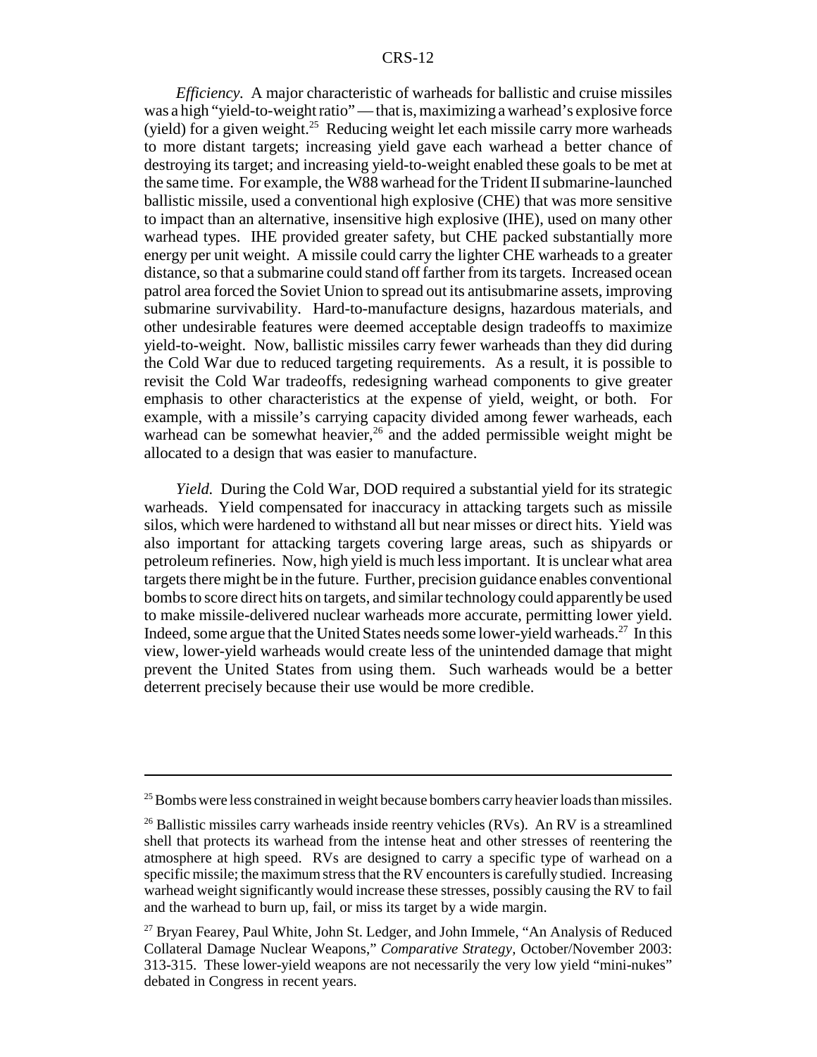*Efficiency.* A major characteristic of warheads for ballistic and cruise missiles was a high "yield-to-weight ratio" — that is, maximizing a warhead's explosive force (yield) for a given weight.[25] Reducing weight let each missile carry more warheads to more distant targets; increasing yield gave each warhead a better chance of destroying its target; and increasing yield-to-weight enabled these goals to be met at the same time. For example, the W88 warhead for the Trident II submarine-launched ballistic missile, used a conventional high explosive (CHE) that was more sensitive to impact than an alternative, insensitive high explosive (IHE), used on many other warhead types. IHE provided greater safety, but CHE packed substantially more energy per unit weight. A missile could carry the lighter CHE warheads to a greater distance, so that a submarine could stand off farther from its targets. Increased ocean patrol area forced the Soviet Union to spread out its antisubmarine assets, improving submarine survivability. Hard-to-manufacture designs, hazardous materials, and other undesirable features were deemed acceptable design tradeoffs to maximize yield-to-weight. Now, ballistic missiles carry fewer warheads than they did during the Cold War due to reduced targeting requirements. As a result, it is possible to revisit the Cold War tradeoffs, redesigning warhead components to give greater emphasis to other characteristics at the expense of yield, weight, or both. For example, with a missile's carrying capacity divided among fewer warheads, each warhead can be somewhat heavier,[26] and the added permissible weight might be allocated to a design that was easier to manufacture.

*Yield.* During the Cold War, DOD required a substantial yield for its strategic warheads. Yield compensated for inaccuracy in attacking targets such as missile silos, which were hardened to withstand all but near misses or direct hits. Yield was also important for attacking targets covering large areas, such as shipyards or petroleum refineries. Now, high yield is much less important. It is unclear what area targets there might be in the future. Further, precision guidance enables conventional bombs to score direct hits on targets, and similar technology could apparently be used to make missile-delivered nuclear warheads more accurate, permitting lower yield. Indeed, some argue that the United States needs some lower-yield warheads.[27] In this view, lower-yield warheads would create less of the unintended damage that might prevent the United States from using them. Such warheads would be a better deterrent precisely because their use would be more credible.

---

[25] Bombs were less constrained in weight because bombers carry heavier loads than missiles.

[26] Ballistic missiles carry warheads inside reentry vehicles (RVs). An RV is a streamlined shell that protects its warhead from the intense heat and other stresses of reentering the atmosphere at high speed. RVs are designed to carry a specific type of warhead on a specific missile; the maximum stress that the RV encounters is carefully studied. Increasing warhead weight significantly would increase these stresses, possibly causing the RV to fail and the warhead to burn up, fail, or miss its target by a wide margin.

[27] Bryan Fearey, Paul White, John St. Ledger, and John Immele, "An Analysis of Reduced Collateral Damage Nuclear Weapons," *Comparative Strategy*, October/November 2003: 313-315. These lower-yield weapons are not necessarily the very low yield "mini-nukes" debated in Congress in recent years.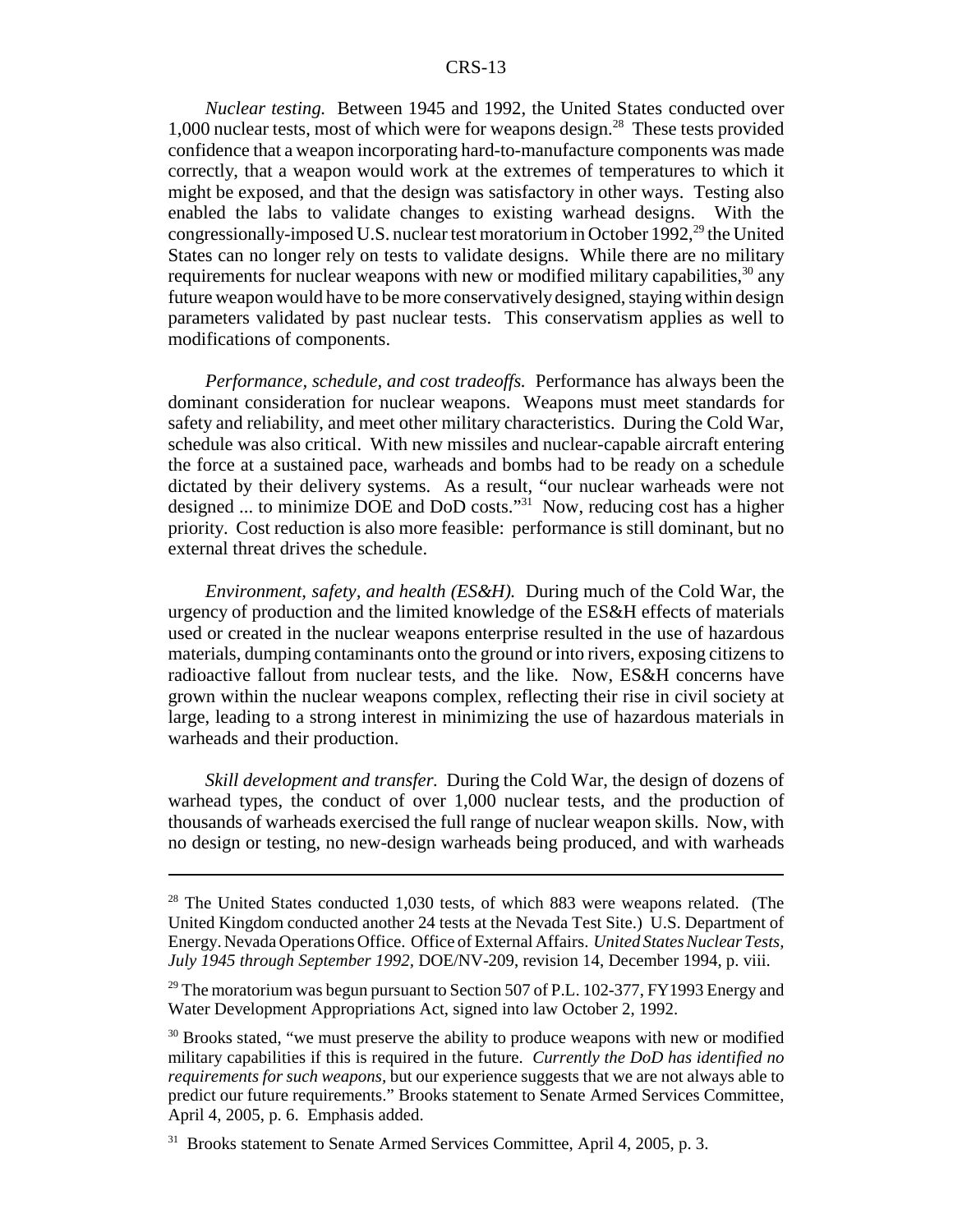*Nuclear testing.* Between 1945 and 1992, the United States conducted over 1,000 nuclear tests, most of which were for weapons design.[28] These tests provided confidence that a weapon incorporating hard-to-manufacture components was made correctly, that a weapon would work at the extremes of temperatures to which it might be exposed, and that the design was satisfactory in other ways. Testing also enabled the labs to validate changes to existing warhead designs. With the congressionally-imposed U.S. nuclear test moratorium in October 1992,[29] the United States can no longer rely on tests to validate designs. While there are no military requirements for nuclear weapons with new or modified military capabilities,[30] any future weapon would have to be more conservatively designed, staying within design parameters validated by past nuclear tests. This conservatism applies as well to modifications of components.

*Performance, schedule, and cost tradeoffs.* Performance has always been the dominant consideration for nuclear weapons. Weapons must meet standards for safety and reliability, and meet other military characteristics. During the Cold War, schedule was also critical. With new missiles and nuclear-capable aircraft entering the force at a sustained pace, warheads and bombs had to be ready on a schedule dictated by their delivery systems. As a result, "our nuclear warheads were not designed ... to minimize DOE and DoD costs."[31] Now, reducing cost has a higher priority. Cost reduction is also more feasible: performance is still dominant, but no external threat drives the schedule.

*Environment, safety, and health (ES&H).* During much of the Cold War, the urgency of production and the limited knowledge of the ES&H effects of materials used or created in the nuclear weapons enterprise resulted in the use of hazardous materials, dumping contaminants onto the ground or into rivers, exposing citizens to radioactive fallout from nuclear tests, and the like. Now, ES&H concerns have grown within the nuclear weapons complex, reflecting their rise in civil society at large, leading to a strong interest in minimizing the use of hazardous materials in warheads and their production.

*Skill development and transfer.* During the Cold War, the design of dozens of warhead types, the conduct of over 1,000 nuclear tests, and the production of thousands of warheads exercised the full range of nuclear weapon skills. Now, with no design or testing, no new-design warheads being produced, and with warheads

---

[28] The United States conducted 1,030 tests, of which 883 were weapons related. (The United Kingdom conducted another 24 tests at the Nevada Test Site.) U.S. Department of Energy. Nevada Operations Office. Office of External Affairs. *United States Nuclear Tests, July 1945 through September 1992,* DOE/NV-209, revision 14, December 1994, p. viii.

[29] The moratorium was begun pursuant to Section 507 of P.L. 102-377, FY1993 Energy and Water Development Appropriations Act, signed into law October 2, 1992.

[30] Brooks stated, "we must preserve the ability to produce weapons with new or modified military capabilities if this is required in the future. *Currently the DoD has identified no requirements for such weapons,* but our experience suggests that we are not always able to predict our future requirements." Brooks statement to Senate Armed Services Committee, April 4, 2005, p. 6. Emphasis added.

[31] Brooks statement to Senate Armed Services Committee, April 4, 2005, p. 3.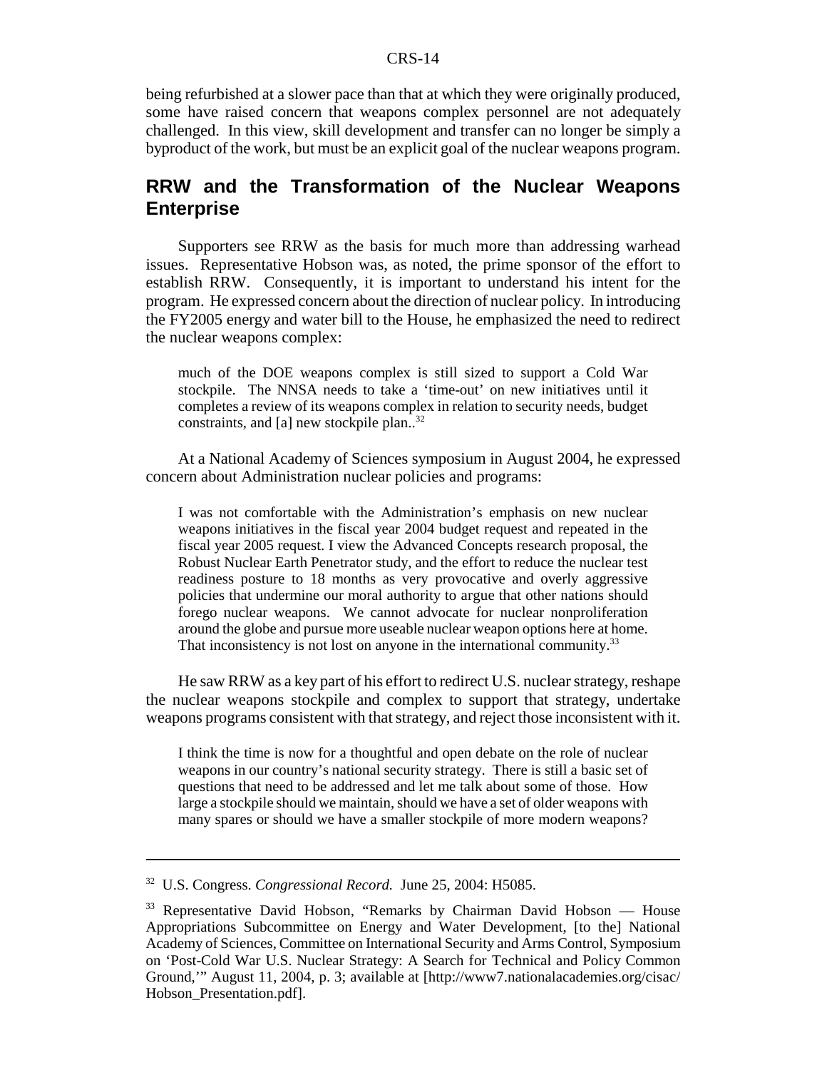being refurbished at a slower pace than that at which they were originally produced, some have raised concern that weapons complex personnel are not adequately challenged. In this view, skill development and transfer can no longer be simply a byproduct of the work, but must be an explicit goal of the nuclear weapons program.

## RRW and the Transformation of the Nuclear Weapons Enterprise

Supporters see RRW as the basis for much more than addressing warhead issues. Representative Hobson was, as noted, the prime sponsor of the effort to establish RRW. Consequently, it is important to understand his intent for the program. He expressed concern about the direction of nuclear policy. In introducing the FY2005 energy and water bill to the House, he emphasized the need to redirect the nuclear weapons complex:

> much of the DOE weapons complex is still sized to support a Cold War stockpile. The NNSA needs to take a 'time-out' on new initiatives until it completes a review of its weapons complex in relation to security needs, budget constraints, and [a] new stockpile plan..[32]

At a National Academy of Sciences symposium in August 2004, he expressed concern about Administration nuclear policies and programs:

> I was not comfortable with the Administration's emphasis on new nuclear weapons initiatives in the fiscal year 2004 budget request and repeated in the fiscal year 2005 request. I view the Advanced Concepts research proposal, the Robust Nuclear Earth Penetrator study, and the effort to reduce the nuclear test readiness posture to 18 months as very provocative and overly aggressive policies that undermine our moral authority to argue that other nations should forego nuclear weapons. We cannot advocate for nuclear nonproliferation around the globe and pursue more useable nuclear weapon options here at home. That inconsistency is not lost on anyone in the international community.[33]

He saw RRW as a key part of his effort to redirect U.S. nuclear strategy, reshape the nuclear weapons stockpile and complex to support that strategy, undertake weapons programs consistent with that strategy, and reject those inconsistent with it.

> I think the time is now for a thoughtful and open debate on the role of nuclear weapons in our country's national security strategy. There is still a basic set of questions that need to be addressed and let me talk about some of those. How large a stockpile should we maintain, should we have a set of older weapons with many spares or should we have a smaller stockpile of more modern weapons?

---

[32] U.S. Congress. *Congressional Record.* June 25, 2004: H5085.

[33] Representative David Hobson, "Remarks by Chairman David Hobson — House Appropriations Subcommittee on Energy and Water Development, [to the] National Academy of Sciences, Committee on International Security and Arms Control, Symposium on 'Post-Cold War U.S. Nuclear Strategy: A Search for Technical and Policy Common Ground,'" August 11, 2004, p. 3; available at [http://www7.nationalacademies.org/cisac/Hobson_Presentation.pdf].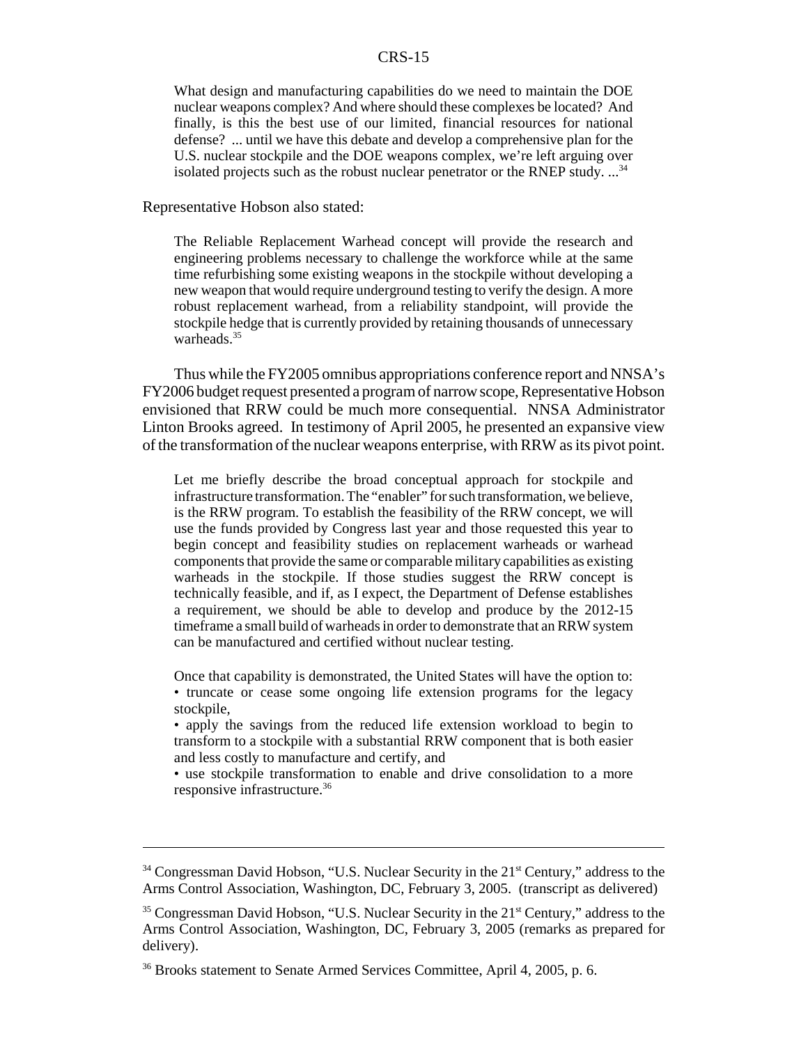> What design and manufacturing capabilities do we need to maintain the DOE nuclear weapons complex? And where should these complexes be located? And finally, is this the best use of our limited, financial resources for national defense? ... until we have this debate and develop a comprehensive plan for the U.S. nuclear stockpile and the DOE weapons complex, we're left arguing over isolated projects such as the robust nuclear penetrator or the RNEP study. ...[34]

Representative Hobson also stated:

> The Reliable Replacement Warhead concept will provide the research and engineering problems necessary to challenge the workforce while at the same time refurbishing some existing weapons in the stockpile without developing a new weapon that would require underground testing to verify the design. A more robust replacement warhead, from a reliability standpoint, will provide the stockpile hedge that is currently provided by retaining thousands of unnecessary warheads.[35]

Thus while the FY2005 omnibus appropriations conference report and NNSA's FY2006 budget request presented a program of narrow scope, Representative Hobson envisioned that RRW could be much more consequential. NNSA Administrator Linton Brooks agreed. In testimony of April 2005, he presented an expansive view of the transformation of the nuclear weapons enterprise, with RRW as its pivot point.

> Let me briefly describe the broad conceptual approach for stockpile and infrastructure transformation. The "enabler" for such transformation, we believe, is the RRW program. To establish the feasibility of the RRW concept, we will use the funds provided by Congress last year and those requested this year to begin concept and feasibility studies on replacement warheads or warhead components that provide the same or comparable military capabilities as existing warheads in the stockpile. If those studies suggest the RRW concept is technically feasible, and if, as I expect, the Department of Defense establishes a requirement, we should be able to develop and produce by the 2012-15 timeframe a small build of warheads in order to demonstrate that an RRW system can be manufactured and certified without nuclear testing.
>
> Once that capability is demonstrated, the United States will have the option to:
> - truncate or cease some ongoing life extension programs for the legacy stockpile,
> - apply the savings from the reduced life extension workload to begin to transform to a stockpile with a substantial RRW component that is both easier and less costly to manufacture and certify, and
> - use stockpile transformation to enable and drive consolidation to a more responsive infrastructure.[36]

---

[34] Congressman David Hobson, "U.S. Nuclear Security in the 21st Century," address to the Arms Control Association, Washington, DC, February 3, 2005. (transcript as delivered)

[35] Congressman David Hobson, "U.S. Nuclear Security in the 21st Century," address to the Arms Control Association, Washington, DC, February 3, 2005 (remarks as prepared for delivery).

[36] Brooks statement to Senate Armed Services Committee, April 4, 2005, p. 6.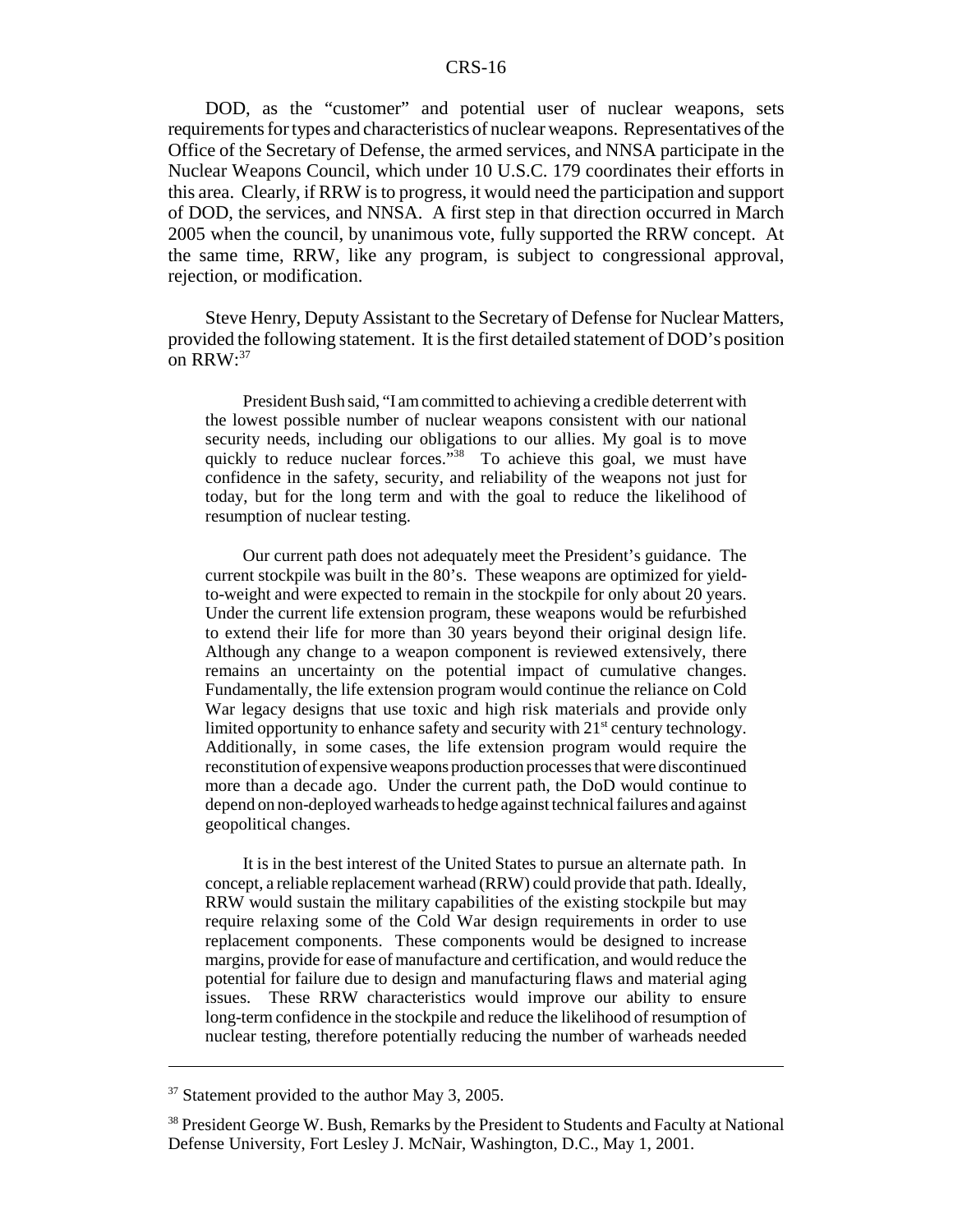DOD, as the "customer" and potential user of nuclear weapons, sets requirements for types and characteristics of nuclear weapons. Representatives of the Office of the Secretary of Defense, the armed services, and NNSA participate in the Nuclear Weapons Council, which under 10 U.S.C. 179 coordinates their efforts in this area. Clearly, if RRW is to progress, it would need the participation and support of DOD, the services, and NNSA. A first step in that direction occurred in March 2005 when the council, by unanimous vote, fully supported the RRW concept. At the same time, RRW, like any program, is subject to congressional approval, rejection, or modification.

Steve Henry, Deputy Assistant to the Secretary of Defense for Nuclear Matters, provided the following statement. It is the first detailed statement of DOD's position on RRW:[37]

> President Bush said, "I am committed to achieving a credible deterrent with the lowest possible number of nuclear weapons consistent with our national security needs, including our obligations to our allies. My goal is to move quickly to reduce nuclear forces."[38] To achieve this goal, we must have confidence in the safety, security, and reliability of the weapons not just for today, but for the long term and with the goal to reduce the likelihood of resumption of nuclear testing.
>
> Our current path does not adequately meet the President's guidance. The current stockpile was built in the 80's. These weapons are optimized for yield-to-weight and were expected to remain in the stockpile for only about 20 years. Under the current life extension program, these weapons would be refurbished to extend their life for more than 30 years beyond their original design life. Although any change to a weapon component is reviewed extensively, there remains an uncertainty on the potential impact of cumulative changes. Fundamentally, the life extension program would continue the reliance on Cold War legacy designs that use toxic and high risk materials and provide only limited opportunity to enhance safety and security with 21st century technology. Additionally, in some cases, the life extension program would require the reconstitution of expensive weapons production processes that were discontinued more than a decade ago. Under the current path, the DoD would continue to depend on non-deployed warheads to hedge against technical failures and against geopolitical changes.
>
> It is in the best interest of the United States to pursue an alternate path. In concept, a reliable replacement warhead (RRW) could provide that path. Ideally, RRW would sustain the military capabilities of the existing stockpile but may require relaxing some of the Cold War design requirements in order to use replacement components. These components would be designed to increase margins, provide for ease of manufacture and certification, and would reduce the potential for failure due to design and manufacturing flaws and material aging issues. These RRW characteristics would improve our ability to ensure long-term confidence in the stockpile and reduce the likelihood of resumption of nuclear testing, therefore potentially reducing the number of warheads needed

---

[37] Statement provided to the author May 3, 2005.

[38] President George W. Bush, Remarks by the President to Students and Faculty at National Defense University, Fort Lesley J. McNair, Washington, D.C., May 1, 2001.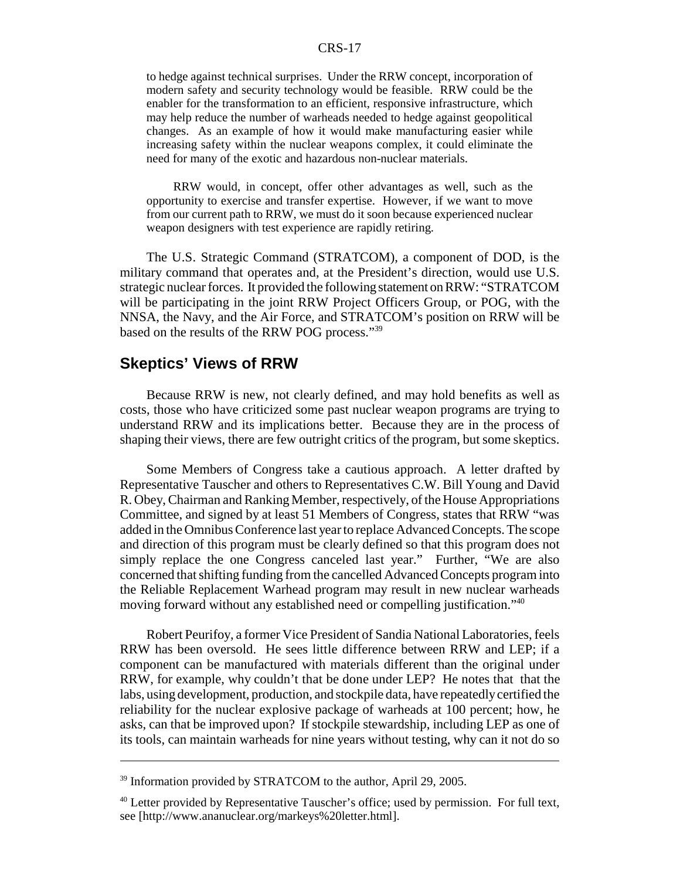> to hedge against technical surprises. Under the RRW concept, incorporation of modern safety and security technology would be feasible. RRW could be the enabler for the transformation to an efficient, responsive infrastructure, which may help reduce the number of warheads needed to hedge against geopolitical changes. As an example of how it would make manufacturing easier while increasing safety within the nuclear weapons complex, it could eliminate the need for many of the exotic and hazardous non-nuclear materials.
>
> RRW would, in concept, offer other advantages as well, such as the opportunity to exercise and transfer expertise. However, if we want to move from our current path to RRW, we must do it soon because experienced nuclear weapon designers with test experience are rapidly retiring.

The U.S. Strategic Command (STRATCOM), a component of DOD, is the military command that operates and, at the President's direction, would use U.S. strategic nuclear forces. It provided the following statement on RRW: "STRATCOM will be participating in the joint RRW Project Officers Group, or POG, with the NNSA, the Navy, and the Air Force, and STRATCOM's position on RRW will be based on the results of the RRW POG process."[39]

## Skeptics' Views of RRW

Because RRW is new, not clearly defined, and may hold benefits as well as costs, those who have criticized some past nuclear weapon programs are trying to understand RRW and its implications better. Because they are in the process of shaping their views, there are few outright critics of the program, but some skeptics.

Some Members of Congress take a cautious approach. A letter drafted by Representative Tauscher and others to Representatives C.W. Bill Young and David R. Obey, Chairman and Ranking Member, respectively, of the House Appropriations Committee, and signed by at least 51 Members of Congress, states that RRW "was added in the Omnibus Conference last year to replace Advanced Concepts. The scope and direction of this program must be clearly defined so that this program does not simply replace the one Congress canceled last year." Further, "We are also concerned that shifting funding from the cancelled Advanced Concepts program into the Reliable Replacement Warhead program may result in new nuclear warheads moving forward without any established need or compelling justification."[40]

Robert Peurifoy, a former Vice President of Sandia National Laboratories, feels RRW has been oversold. He sees little difference between RRW and LEP; if a component can be manufactured with materials different than the original under RRW, for example, why couldn't that be done under LEP? He notes that that the labs, using development, production, and stockpile data, have repeatedly certified the reliability for the nuclear explosive package of warheads at 100 percent; how, he asks, can that be improved upon? If stockpile stewardship, including LEP as one of its tools, can maintain warheads for nine years without testing, why can it not do so

---

[39] Information provided by STRATCOM to the author, April 29, 2005.

[40] Letter provided by Representative Tauscher's office; used by permission. For full text, see [http://www.ananuclear.org/markeys%20letter.html].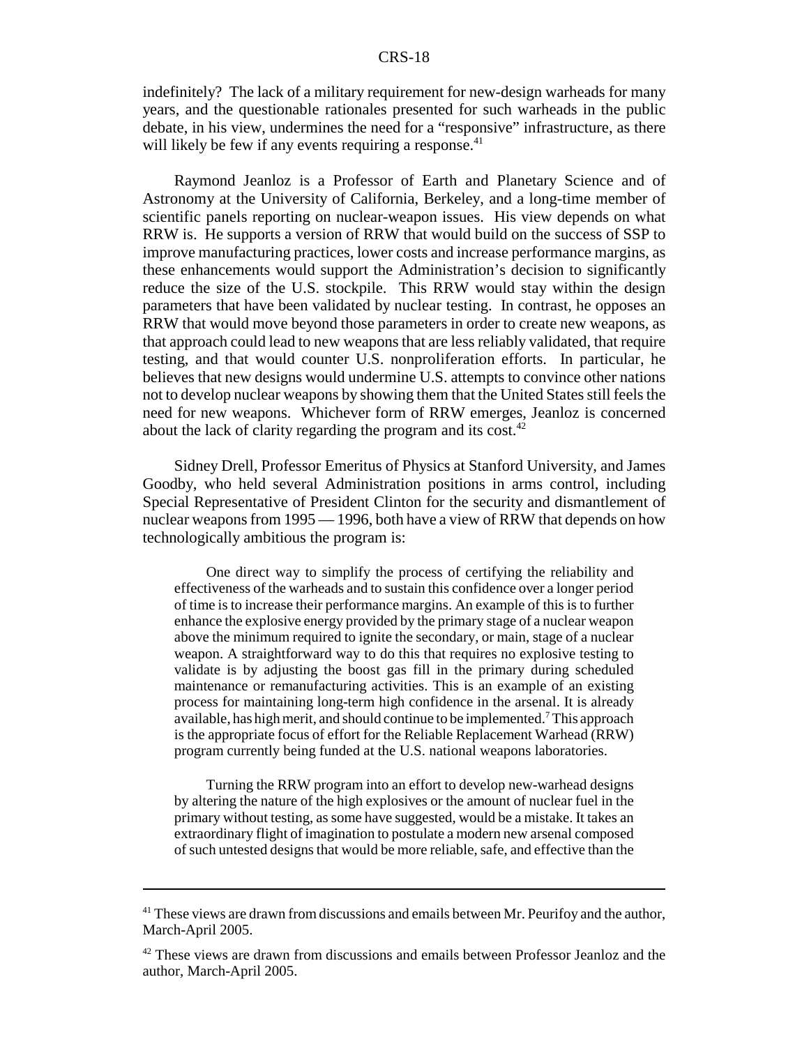indefinitely? The lack of a military requirement for new-design warheads for many years, and the questionable rationales presented for such warheads in the public debate, in his view, undermines the need for a "responsive" infrastructure, as there will likely be few if any events requiring a response.[41]

Raymond Jeanloz is a Professor of Earth and Planetary Science and of Astronomy at the University of California, Berkeley, and a long-time member of scientific panels reporting on nuclear-weapon issues. His view depends on what RRW is. He supports a version of RRW that would build on the success of SSP to improve manufacturing practices, lower costs and increase performance margins, as these enhancements would support the Administration's decision to significantly reduce the size of the U.S. stockpile. This RRW would stay within the design parameters that have been validated by nuclear testing. In contrast, he opposes an RRW that would move beyond those parameters in order to create new weapons, as that approach could lead to new weapons that are less reliably validated, that require testing, and that would counter U.S. nonproliferation efforts. In particular, he believes that new designs would undermine U.S. attempts to convince other nations not to develop nuclear weapons by showing them that the United States still feels the need for new weapons. Whichever form of RRW emerges, Jeanloz is concerned about the lack of clarity regarding the program and its cost.[42]

Sidney Drell, Professor Emeritus of Physics at Stanford University, and James Goodby, who held several Administration positions in arms control, including Special Representative of President Clinton for the security and dismantlement of nuclear weapons from 1995 — 1996, both have a view of RRW that depends on how technologically ambitious the program is:

> One direct way to simplify the process of certifying the reliability and effectiveness of the warheads and to sustain this confidence over a longer period of time is to increase their performance margins. An example of this is to further enhance the explosive energy provided by the primary stage of a nuclear weapon above the minimum required to ignite the secondary, or main, stage of a nuclear weapon. A straightforward way to do this that requires no explosive testing to validate is by adjusting the boost gas fill in the primary during scheduled maintenance or remanufacturing activities. This is an example of an existing process for maintaining long-term high confidence in the arsenal. It is already available, has high merit, and should continue to be implemented.[7] This approach is the appropriate focus of effort for the Reliable Replacement Warhead (RRW) program currently being funded at the U.S. national weapons laboratories.
>
> Turning the RRW program into an effort to develop new-warhead designs by altering the nature of the high explosives or the amount of nuclear fuel in the primary without testing, as some have suggested, would be a mistake. It takes an extraordinary flight of imagination to postulate a modern new arsenal composed of such untested designs that would be more reliable, safe, and effective than the

---

[41] These views are drawn from discussions and emails between Mr. Peurifoy and the author, March-April 2005.

[42] These views are drawn from discussions and emails between Professor Jeanloz and the author, March-April 2005.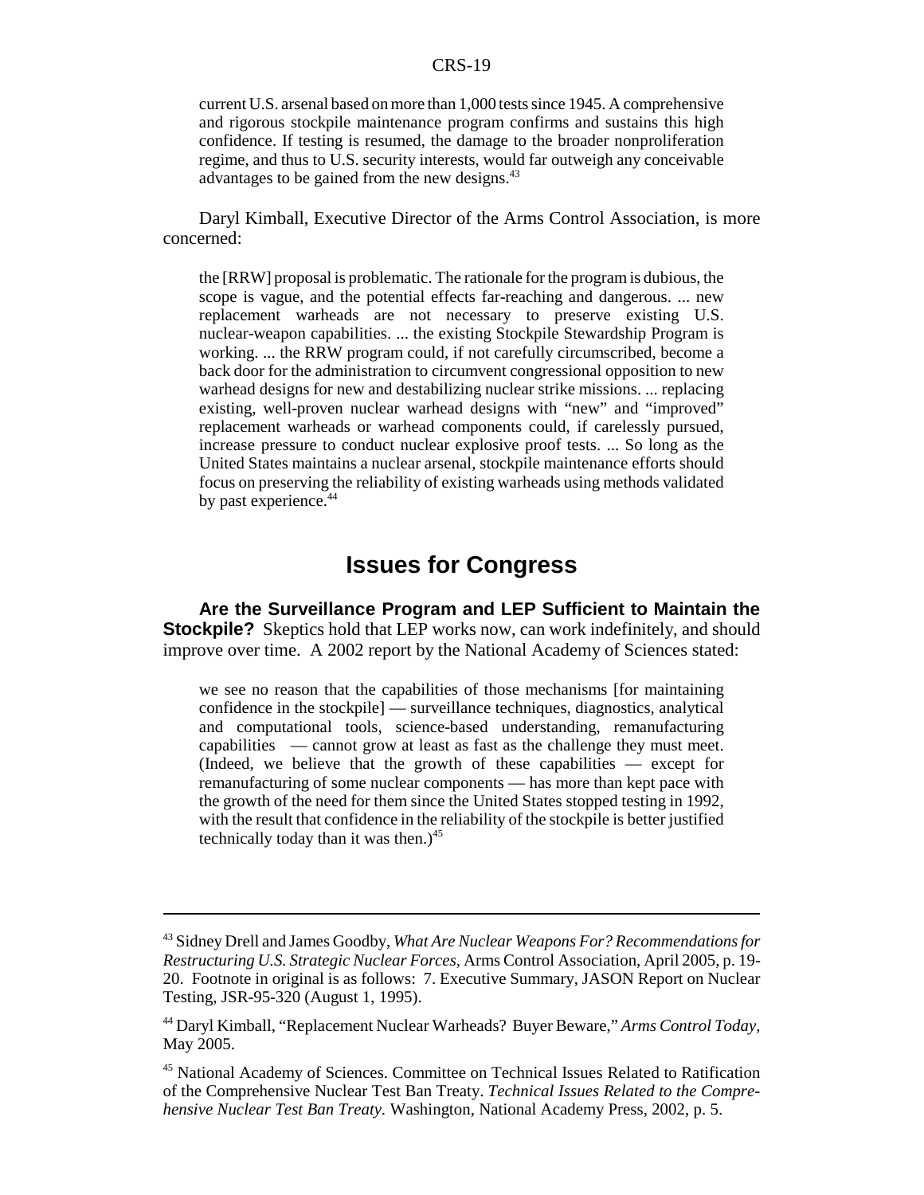current U.S. arsenal based on more than 1,000 tests since 1945. A comprehensive and rigorous stockpile maintenance program confirms and sustains this high confidence. If testing is resumed, the damage to the broader nonproliferation regime, and thus to U.S. security interests, would far outweigh any conceivable advantages to be gained from the new designs.[43]

Daryl Kimball, Executive Director of the Arms Control Association, is more concerned:

> the [RRW] proposal is problematic. The rationale for the program is dubious, the scope is vague, and the potential effects far-reaching and dangerous. ... new replacement warheads are not necessary to preserve existing U.S. nuclear-weapon capabilities. ... the existing Stockpile Stewardship Program is working. ... the RRW program could, if not carefully circumscribed, become a back door for the administration to circumvent congressional opposition to new warhead designs for new and destabilizing nuclear strike missions. ... replacing existing, well-proven nuclear warhead designs with "new" and "improved" replacement warheads or warhead components could, if carelessly pursued, increase pressure to conduct nuclear explosive proof tests. ... So long as the United States maintains a nuclear arsenal, stockpile maintenance efforts should focus on preserving the reliability of existing warheads using methods validated by past experience.[44]

## Issues for Congress

**Are the Surveillance Program and LEP Sufficient to Maintain the Stockpile?** Skeptics hold that LEP works now, can work indefinitely, and should improve over time. A 2002 report by the National Academy of Sciences stated:

> we see no reason that the capabilities of those mechanisms [for maintaining confidence in the stockpile] — surveillance techniques, diagnostics, analytical and computational tools, science-based understanding, remanufacturing capabilities — cannot grow at least as fast as the challenge they must meet. (Indeed, we believe that the growth of these capabilities — except for remanufacturing of some nuclear components — has more than kept pace with the growth of the need for them since the United States stopped testing in 1992, with the result that confidence in the reliability of the stockpile is better justified technically today than it was then.)[45]

---

[43] Sidney Drell and James Goodby, *What Are Nuclear Weapons For? Recommendations for Restructuring U.S. Strategic Nuclear Forces*, Arms Control Association, April 2005, p. 19-20. Footnote in original is as follows: 7. Executive Summary, JASON Report on Nuclear Testing, JSR-95-320 (August 1, 1995).

[44] Daryl Kimball, "Replacement Nuclear Warheads? Buyer Beware," *Arms Control Today*, May 2005.

[45] National Academy of Sciences. Committee on Technical Issues Related to Ratification of the Comprehensive Nuclear Test Ban Treaty. *Technical Issues Related to the Comprehensive Nuclear Test Ban Treaty.* Washington, National Academy Press, 2002, p. 5.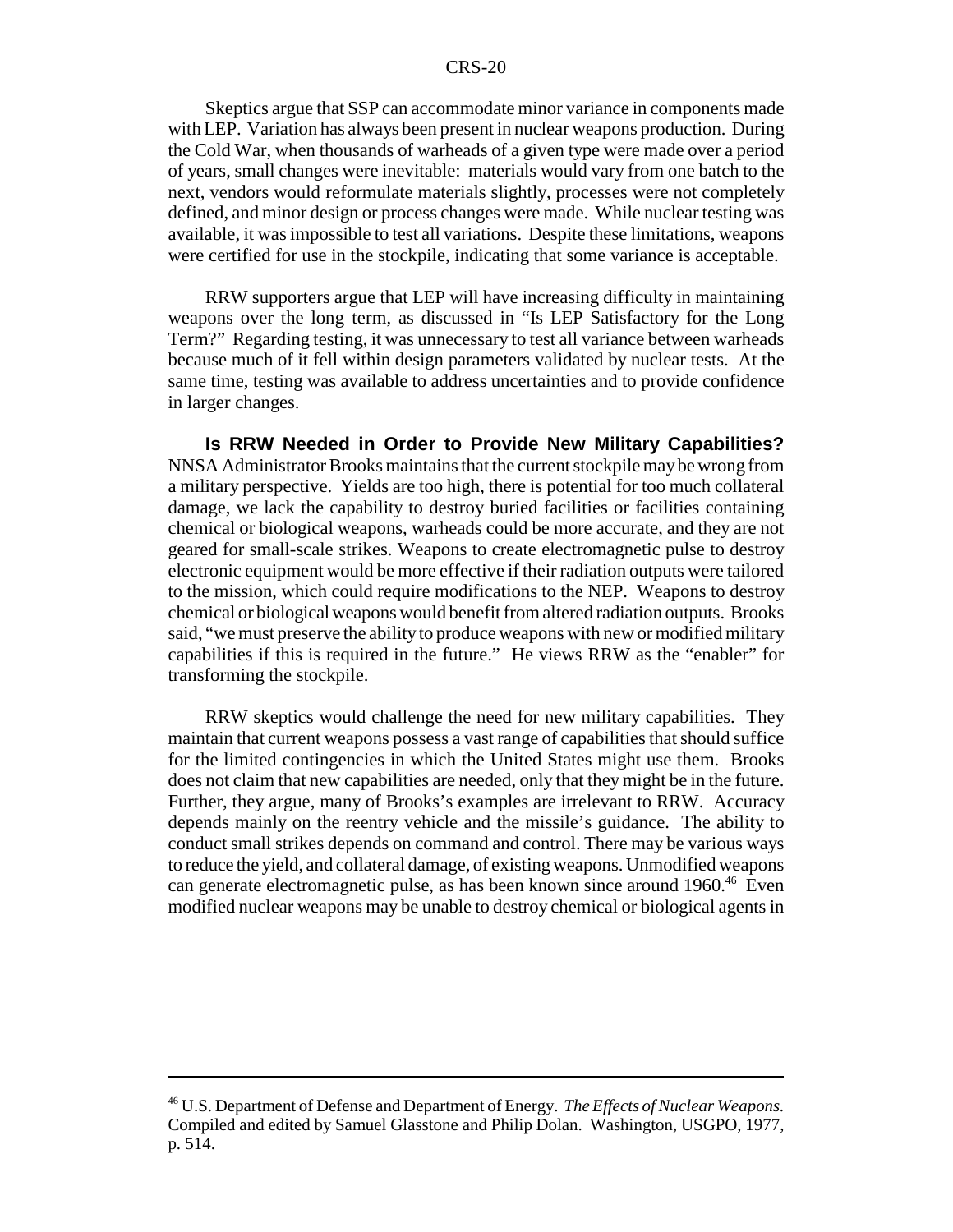Skeptics argue that SSP can accommodate minor variance in components made with LEP. Variation has always been present in nuclear weapons production. During the Cold War, when thousands of warheads of a given type were made over a period of years, small changes were inevitable: materials would vary from one batch to the next, vendors would reformulate materials slightly, processes were not completely defined, and minor design or process changes were made. While nuclear testing was available, it was impossible to test all variations. Despite these limitations, weapons were certified for use in the stockpile, indicating that some variance is acceptable.

RRW supporters argue that LEP will have increasing difficulty in maintaining weapons over the long term, as discussed in "Is LEP Satisfactory for the Long Term?" Regarding testing, it was unnecessary to test all variance between warheads because much of it fell within design parameters validated by nuclear tests. At the same time, testing was available to address uncertainties and to provide confidence in larger changes.

**Is RRW Needed in Order to Provide New Military Capabilities?** NNSA Administrator Brooks maintains that the current stockpile may be wrong from a military perspective. Yields are too high, there is potential for too much collateral damage, we lack the capability to destroy buried facilities or facilities containing chemical or biological weapons, warheads could be more accurate, and they are not geared for small-scale strikes. Weapons to create electromagnetic pulse to destroy electronic equipment would be more effective if their radiation outputs were tailored to the mission, which could require modifications to the NEP. Weapons to destroy chemical or biological weapons would benefit from altered radiation outputs. Brooks said, "we must preserve the ability to produce weapons with new or modified military capabilities if this is required in the future." He views RRW as the "enabler" for transforming the stockpile.

RRW skeptics would challenge the need for new military capabilities. They maintain that current weapons possess a vast range of capabilities that should suffice for the limited contingencies in which the United States might use them. Brooks does not claim that new capabilities are needed, only that they might be in the future. Further, they argue, many of Brooks's examples are irrelevant to RRW. Accuracy depends mainly on the reentry vehicle and the missile's guidance. The ability to conduct small strikes depends on command and control. There may be various ways to reduce the yield, and collateral damage, of existing weapons. Unmodified weapons can generate electromagnetic pulse, as has been known since around 1960.[46] Even modified nuclear weapons may be unable to destroy chemical or biological agents in

---

[46] U.S. Department of Defense and Department of Energy. *The Effects of Nuclear Weapons.* Compiled and edited by Samuel Glasstone and Philip Dolan. Washington, USGPO, 1977, p. 514.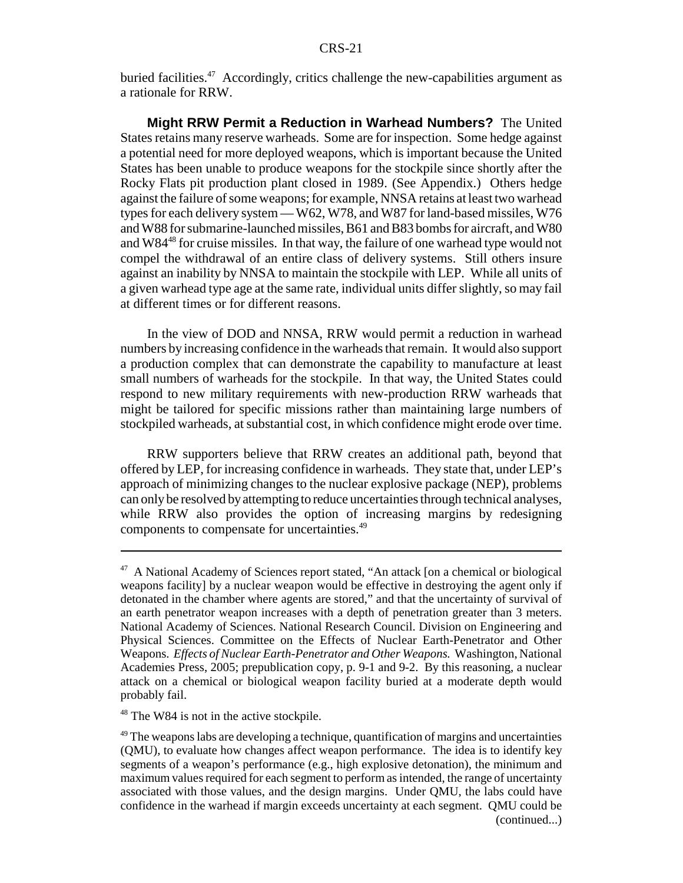buried facilities.[47] Accordingly, critics challenge the new-capabilities argument as a rationale for RRW.

**Might RRW Permit a Reduction in Warhead Numbers?** The United States retains many reserve warheads. Some are for inspection. Some hedge against a potential need for more deployed weapons, which is important because the United States has been unable to produce weapons for the stockpile since shortly after the Rocky Flats pit production plant closed in 1989. (See Appendix.) Others hedge against the failure of some weapons; for example, NNSA retains at least two warhead types for each delivery system — W62, W78, and W87 for land-based missiles, W76 and W88 for submarine-launched missiles, B61 and B83 bombs for aircraft, and W80 and W84[48] for cruise missiles. In that way, the failure of one warhead type would not compel the withdrawal of an entire class of delivery systems. Still others insure against an inability by NNSA to maintain the stockpile with LEP. While all units of a given warhead type age at the same rate, individual units differ slightly, so may fail at different times or for different reasons.

In the view of DOD and NNSA, RRW would permit a reduction in warhead numbers by increasing confidence in the warheads that remain. It would also support a production complex that can demonstrate the capability to manufacture at least small numbers of warheads for the stockpile. In that way, the United States could respond to new military requirements with new-production RRW warheads that might be tailored for specific missions rather than maintaining large numbers of stockpiled warheads, at substantial cost, in which confidence might erode over time.

RRW supporters believe that RRW creates an additional path, beyond that offered by LEP, for increasing confidence in warheads. They state that, under LEP's approach of minimizing changes to the nuclear explosive package (NEP), problems can only be resolved by attempting to reduce uncertainties through technical analyses, while RRW also provides the option of increasing margins by redesigning components to compensate for uncertainties.[49]

---

[47] A National Academy of Sciences report stated, "An attack [on a chemical or biological weapons facility] by a nuclear weapon would be effective in destroying the agent only if detonated in the chamber where agents are stored," and that the uncertainty of survival of an earth penetrator weapon increases with a depth of penetration greater than 3 meters. National Academy of Sciences. National Research Council. Division on Engineering and Physical Sciences. Committee on the Effects of Nuclear Earth-Penetrator and Other Weapons. *Effects of Nuclear Earth-Penetrator and Other Weapons.* Washington, National Academies Press, 2005; prepublication copy, p. 9-1 and 9-2. By this reasoning, a nuclear attack on a chemical or biological weapon facility buried at a moderate depth would probably fail.

[48] The W84 is not in the active stockpile.

[49] The weapons labs are developing a technique, quantification of margins and uncertainties (QMU), to evaluate how changes affect weapon performance. The idea is to identify key segments of a weapon's performance (e.g., high explosive detonation), the minimum and maximum values required for each segment to perform as intended, the range of uncertainty associated with those values, and the design margins. Under QMU, the labs could have confidence in the warhead if margin exceeds uncertainty at each segment. QMU could be (continued...)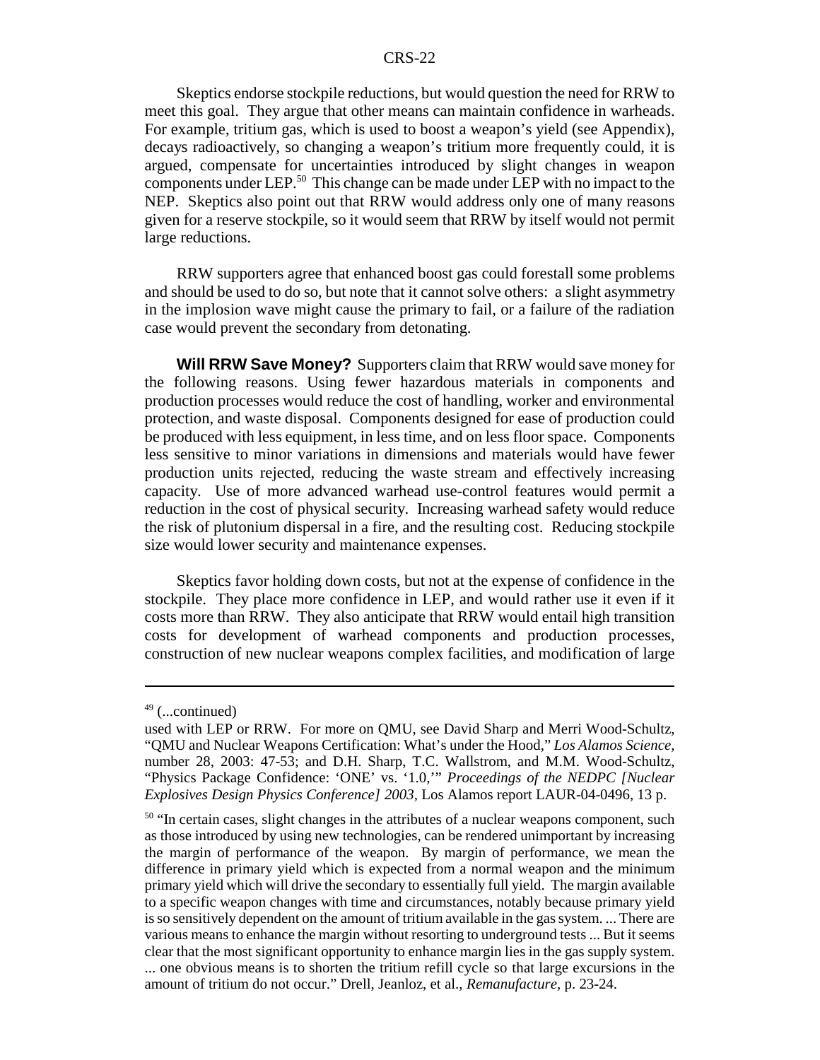Skeptics endorse stockpile reductions, but would question the need for RRW to meet this goal. They argue that other means can maintain confidence in warheads. For example, tritium gas, which is used to boost a weapon's yield (see Appendix), decays radioactively, so changing a weapon's tritium more frequently could, it is argued, compensate for uncertainties introduced by slight changes in weapon components under LEP.[50] This change can be made under LEP with no impact to the NEP. Skeptics also point out that RRW would address only one of many reasons given for a reserve stockpile, so it would seem that RRW by itself would not permit large reductions.

RRW supporters agree that enhanced boost gas could forestall some problems and should be used to do so, but note that it cannot solve others: a slight asymmetry in the implosion wave might cause the primary to fail, or a failure of the radiation case would prevent the secondary from detonating.

**Will RRW Save Money?** Supporters claim that RRW would save money for the following reasons. Using fewer hazardous materials in components and production processes would reduce the cost of handling, worker and environmental protection, and waste disposal. Components designed for ease of production could be produced with less equipment, in less time, and on less floor space. Components less sensitive to minor variations in dimensions and materials would have fewer production units rejected, reducing the waste stream and effectively increasing capacity. Use of more advanced warhead use-control features would permit a reduction in the cost of physical security. Increasing warhead safety would reduce the risk of plutonium dispersal in a fire, and the resulting cost. Reducing stockpile size would lower security and maintenance expenses.

Skeptics favor holding down costs, but not at the expense of confidence in the stockpile. They place more confidence in LEP, and would rather use it even if it costs more than RRW. They also anticipate that RRW would entail high transition costs for development of warhead components and production processes, construction of new nuclear weapons complex facilities, and modification of large

---

[49] (...continued)

used with LEP or RRW. For more on QMU, see David Sharp and Merri Wood-Schultz, "QMU and Nuclear Weapons Certification: What's under the Hood," *Los Alamos Science*, number 28, 2003: 47-53; and D.H. Sharp, T.C. Wallstrom, and M.M. Wood-Schultz, "Physics Package Confidence: 'ONE' vs. '1.0,'" *Proceedings of the NEDPC [Nuclear Explosives Design Physics Conference] 2003*, Los Alamos report LAUR-04-0496, 13 p.

[50] "In certain cases, slight changes in the attributes of a nuclear weapons component, such as those introduced by using new technologies, can be rendered unimportant by increasing the margin of performance of the weapon. By margin of performance, we mean the difference in primary yield which is expected from a normal weapon and the minimum primary yield which will drive the secondary to essentially full yield. The margin available to a specific weapon changes with time and circumstances, notably because primary yield is so sensitively dependent on the amount of tritium available in the gas system. ... There are various means to enhance the margin without resorting to underground tests ... But it seems clear that the most significant opportunity to enhance margin lies in the gas supply system. ... one obvious means is to shorten the tritium refill cycle so that large excursions in the amount of tritium do not occur." Drell, Jeanloz, et al., *Remanufacture*, p. 23-24.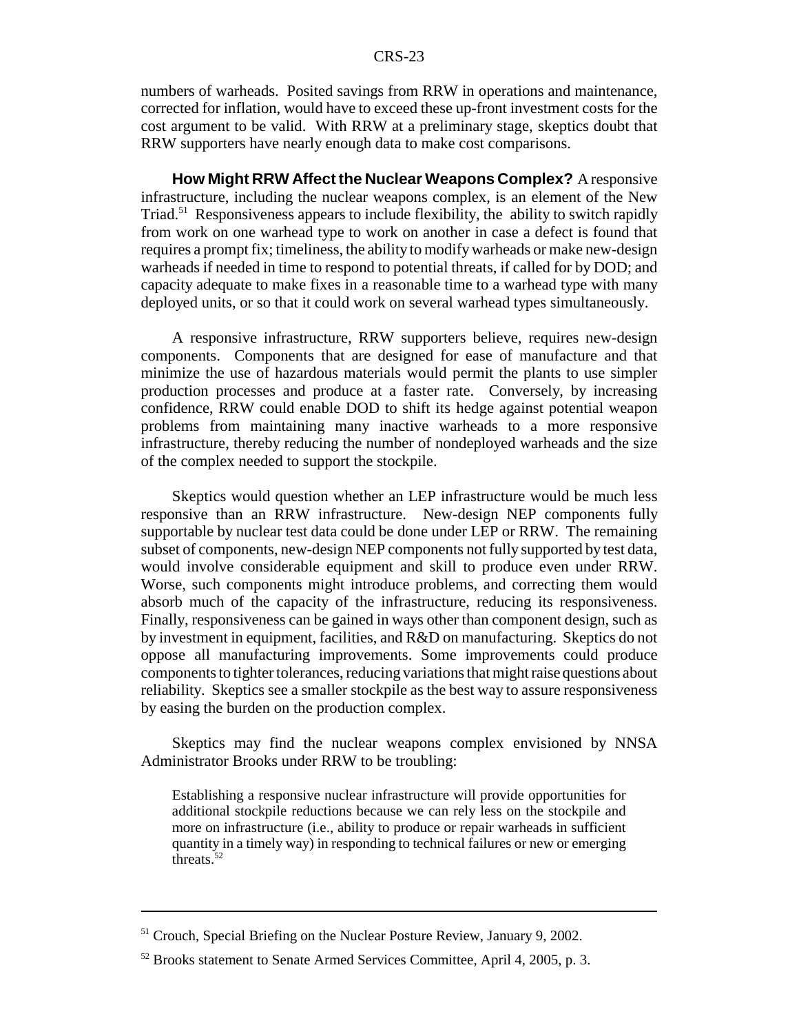numbers of warheads. Posited savings from RRW in operations and maintenance, corrected for inflation, would have to exceed these up-front investment costs for the cost argument to be valid. With RRW at a preliminary stage, skeptics doubt that RRW supporters have nearly enough data to make cost comparisons.

**How Might RRW Affect the Nuclear Weapons Complex?** A responsive infrastructure, including the nuclear weapons complex, is an element of the New Triad.[51] Responsiveness appears to include flexibility, the ability to switch rapidly from work on one warhead type to work on another in case a defect is found that requires a prompt fix; timeliness, the ability to modify warheads or make new-design warheads if needed in time to respond to potential threats, if called for by DOD; and capacity adequate to make fixes in a reasonable time to a warhead type with many deployed units, or so that it could work on several warhead types simultaneously.

A responsive infrastructure, RRW supporters believe, requires new-design components. Components that are designed for ease of manufacture and that minimize the use of hazardous materials would permit the plants to use simpler production processes and produce at a faster rate. Conversely, by increasing confidence, RRW could enable DOD to shift its hedge against potential weapon problems from maintaining many inactive warheads to a more responsive infrastructure, thereby reducing the number of nondeployed warheads and the size of the complex needed to support the stockpile.

Skeptics would question whether an LEP infrastructure would be much less responsive than an RRW infrastructure. New-design NEP components fully supportable by nuclear test data could be done under LEP or RRW. The remaining subset of components, new-design NEP components not fully supported by test data, would involve considerable equipment and skill to produce even under RRW. Worse, such components might introduce problems, and correcting them would absorb much of the capacity of the infrastructure, reducing its responsiveness. Finally, responsiveness can be gained in ways other than component design, such as by investment in equipment, facilities, and R&D on manufacturing. Skeptics do not oppose all manufacturing improvements. Some improvements could produce components to tighter tolerances, reducing variations that might raise questions about reliability. Skeptics see a smaller stockpile as the best way to assure responsiveness by easing the burden on the production complex.

Skeptics may find the nuclear weapons complex envisioned by NNSA Administrator Brooks under RRW to be troubling:

> Establishing a responsive nuclear infrastructure will provide opportunities for additional stockpile reductions because we can rely less on the stockpile and more on infrastructure (i.e., ability to produce or repair warheads in sufficient quantity in a timely way) in responding to technical failures or new or emerging threats.[52]

---

[51] Crouch, Special Briefing on the Nuclear Posture Review, January 9, 2002.

[52] Brooks statement to Senate Armed Services Committee, April 4, 2005, p. 3.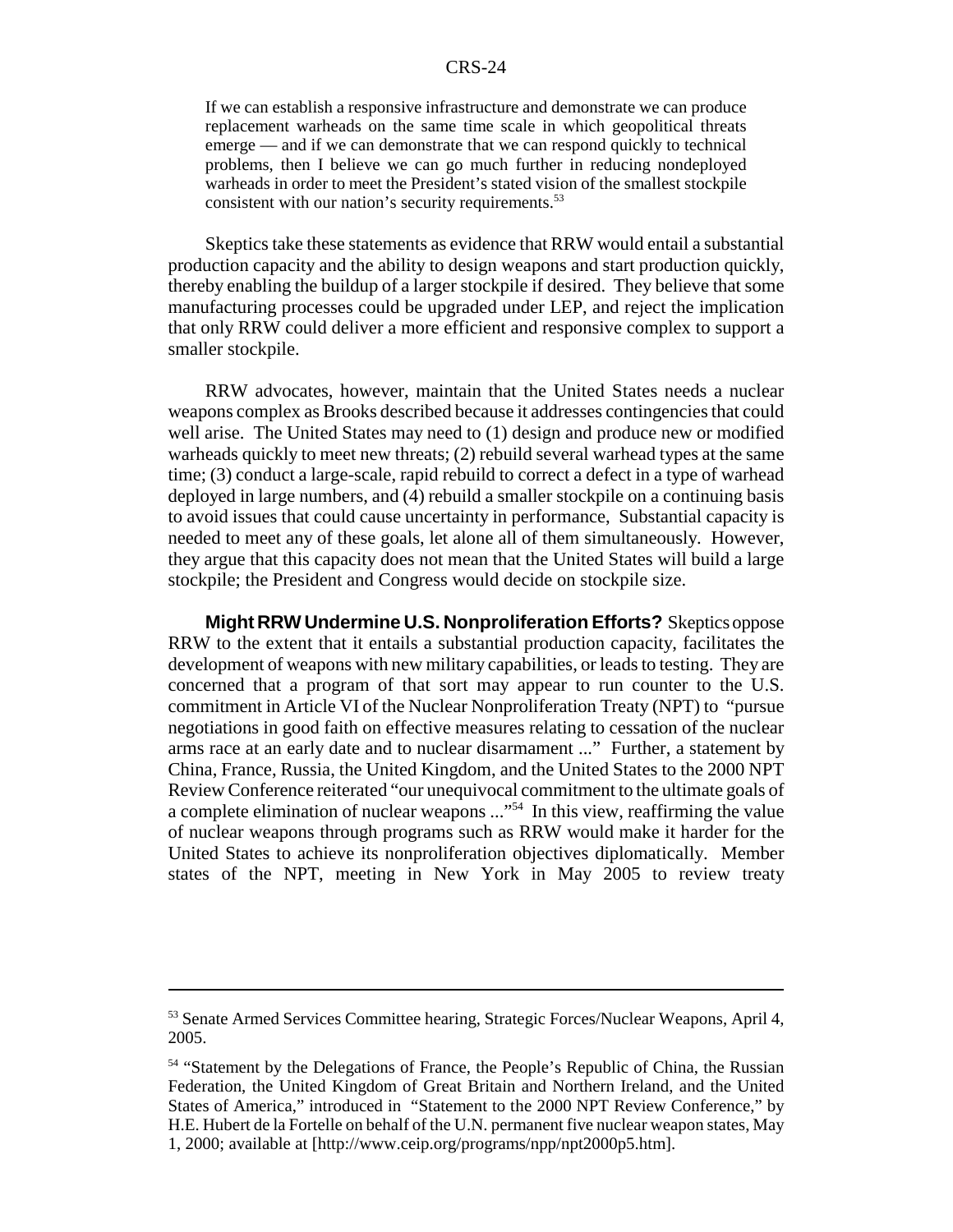> If we can establish a responsive infrastructure and demonstrate we can produce replacement warheads on the same time scale in which geopolitical threats emerge — and if we can demonstrate that we can respond quickly to technical problems, then I believe we can go much further in reducing nondeployed warheads in order to meet the President's stated vision of the smallest stockpile consistent with our nation's security requirements.[53]

Skeptics take these statements as evidence that RRW would entail a substantial production capacity and the ability to design weapons and start production quickly, thereby enabling the buildup of a larger stockpile if desired. They believe that some manufacturing processes could be upgraded under LEP, and reject the implication that only RRW could deliver a more efficient and responsive complex to support a smaller stockpile.

RRW advocates, however, maintain that the United States needs a nuclear weapons complex as Brooks described because it addresses contingencies that could well arise. The United States may need to (1) design and produce new or modified warheads quickly to meet new threats; (2) rebuild several warhead types at the same time; (3) conduct a large-scale, rapid rebuild to correct a defect in a type of warhead deployed in large numbers, and (4) rebuild a smaller stockpile on a continuing basis to avoid issues that could cause uncertainty in performance, Substantial capacity is needed to meet any of these goals, let alone all of them simultaneously. However, they argue that this capacity does not mean that the United States will build a large stockpile; the President and Congress would decide on stockpile size.

**Might RRW Undermine U.S. Nonproliferation Efforts?** Skeptics oppose RRW to the extent that it entails a substantial production capacity, facilitates the development of weapons with new military capabilities, or leads to testing. They are concerned that a program of that sort may appear to run counter to the U.S. commitment in Article VI of the Nuclear Nonproliferation Treaty (NPT) to "pursue negotiations in good faith on effective measures relating to cessation of the nuclear arms race at an early date and to nuclear disarmament ..." Further, a statement by China, France, Russia, the United Kingdom, and the United States to the 2000 NPT Review Conference reiterated "our unequivocal commitment to the ultimate goals of a complete elimination of nuclear weapons ..."[54] In this view, reaffirming the value of nuclear weapons through programs such as RRW would make it harder for the United States to achieve its nonproliferation objectives diplomatically. Member states of the NPT, meeting in New York in May 2005 to review treaty

---

[53] Senate Armed Services Committee hearing, Strategic Forces/Nuclear Weapons, April 4, 2005.

[54] "Statement by the Delegations of France, the People's Republic of China, the Russian Federation, the United Kingdom of Great Britain and Northern Ireland, and the United States of America," introduced in "Statement to the 2000 NPT Review Conference," by H.E. Hubert de la Fortelle on behalf of the U.N. permanent five nuclear weapon states, May 1, 2000; available at [http://www.ceip.org/programs/npp/npt2000p5.htm].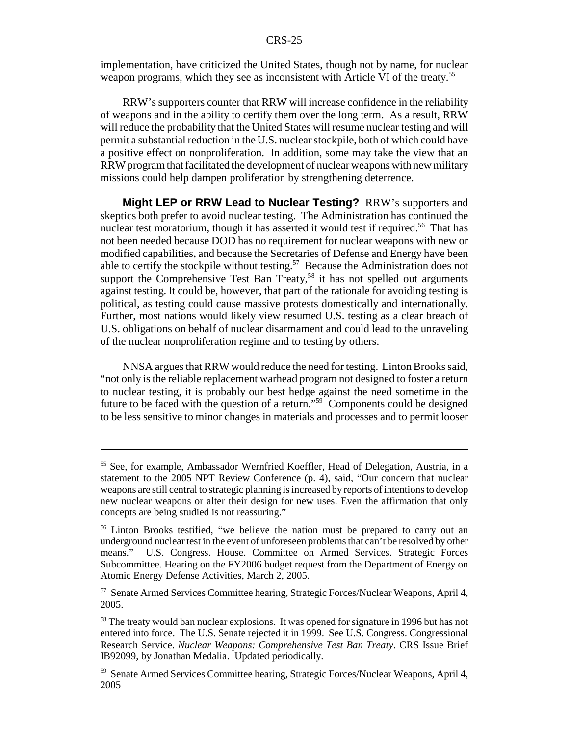implementation, have criticized the United States, though not by name, for nuclear weapon programs, which they see as inconsistent with Article VI of the treaty.[55]

RRW's supporters counter that RRW will increase confidence in the reliability of weapons and in the ability to certify them over the long term. As a result, RRW will reduce the probability that the United States will resume nuclear testing and will permit a substantial reduction in the U.S. nuclear stockpile, both of which could have a positive effect on nonproliferation. In addition, some may take the view that an RRW program that facilitated the development of nuclear weapons with new military missions could help dampen proliferation by strengthening deterrence.

**Might LEP or RRW Lead to Nuclear Testing?** RRW's supporters and skeptics both prefer to avoid nuclear testing. The Administration has continued the nuclear test moratorium, though it has asserted it would test if required.[56] That has not been needed because DOD has no requirement for nuclear weapons with new or modified capabilities, and because the Secretaries of Defense and Energy have been able to certify the stockpile without testing.[57] Because the Administration does not support the Comprehensive Test Ban Treaty,[58] it has not spelled out arguments against testing. It could be, however, that part of the rationale for avoiding testing is political, as testing could cause massive protests domestically and internationally. Further, most nations would likely view resumed U.S. testing as a clear breach of U.S. obligations on behalf of nuclear disarmament and could lead to the unraveling of the nuclear nonproliferation regime and to testing by others.

NNSA argues that RRW would reduce the need for testing. Linton Brooks said, "not only is the reliable replacement warhead program not designed to foster a return to nuclear testing, it is probably our best hedge against the need sometime in the future to be faced with the question of a return."[59] Components could be designed to be less sensitive to minor changes in materials and processes and to permit looser

---

[55] See, for example, Ambassador Wernfried Koeffler, Head of Delegation, Austria, in a statement to the 2005 NPT Review Conference (p. 4), said, "Our concern that nuclear weapons are still central to strategic planning is increased by reports of intentions to develop new nuclear weapons or alter their design for new uses. Even the affirmation that only concepts are being studied is not reassuring."

[56] Linton Brooks testified, "we believe the nation must be prepared to carry out an underground nuclear test in the event of unforeseen problems that can't be resolved by other means." U.S. Congress. House. Committee on Armed Services. Strategic Forces Subcommittee. Hearing on the FY2006 budget request from the Department of Energy on Atomic Energy Defense Activities, March 2, 2005.

[57] Senate Armed Services Committee hearing, Strategic Forces/Nuclear Weapons, April 4, 2005.

[58] The treaty would ban nuclear explosions. It was opened for signature in 1996 but has not entered into force. The U.S. Senate rejected it in 1999. See U.S. Congress. Congressional Research Service. *Nuclear Weapons: Comprehensive Test Ban Treaty*. CRS Issue Brief IB92099, by Jonathan Medalia. Updated periodically.

[59] Senate Armed Services Committee hearing, Strategic Forces/Nuclear Weapons, April 4, 2005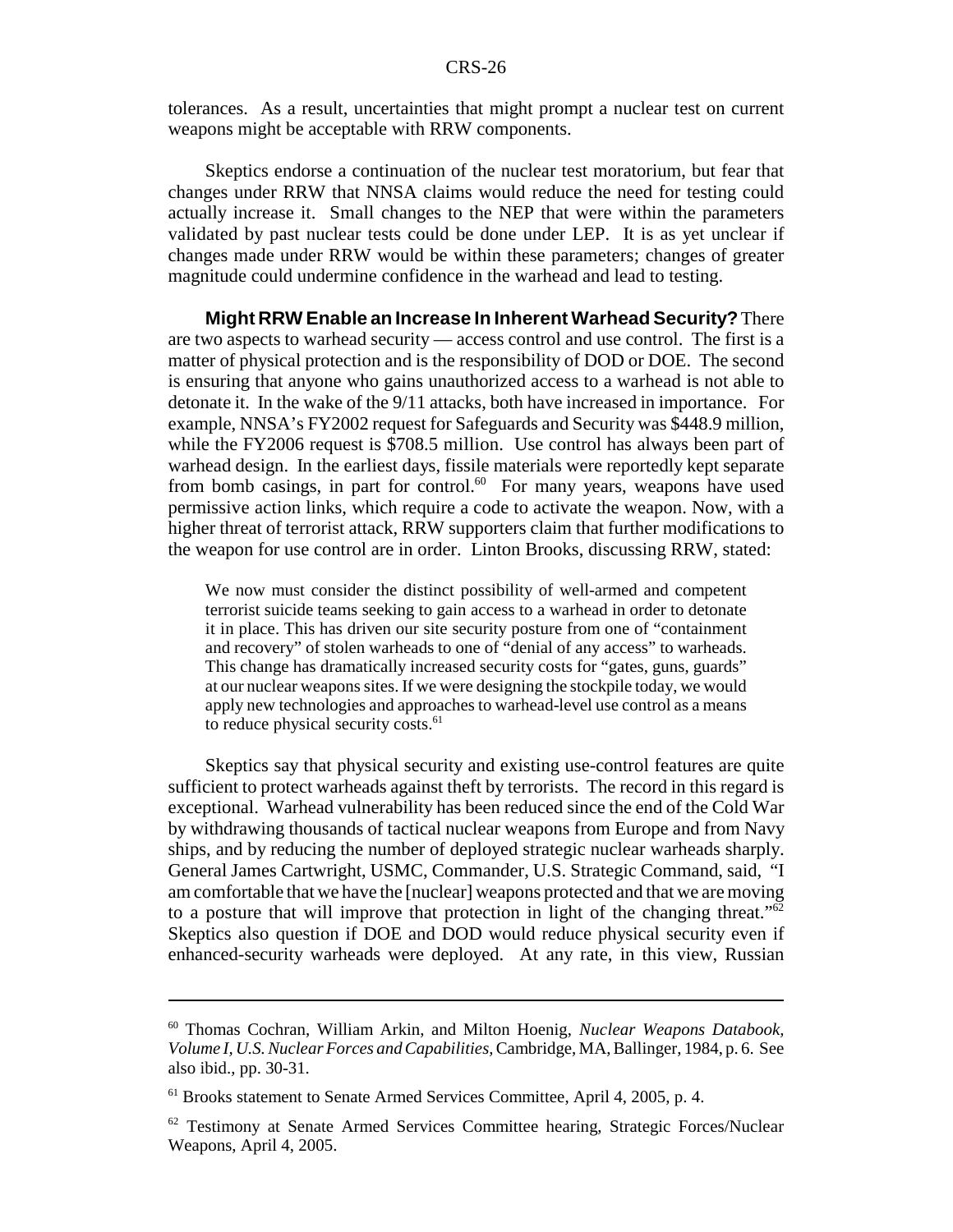tolerances. As a result, uncertainties that might prompt a nuclear test on current weapons might be acceptable with RRW components.

Skeptics endorse a continuation of the nuclear test moratorium, but fear that changes under RRW that NNSA claims would reduce the need for testing could actually increase it. Small changes to the NEP that were within the parameters validated by past nuclear tests could be done under LEP. It is as yet unclear if changes made under RRW would be within these parameters; changes of greater magnitude could undermine confidence in the warhead and lead to testing.

**Might RRW Enable an Increase In Inherent Warhead Security?** There are two aspects to warhead security — access control and use control. The first is a matter of physical protection and is the responsibility of DOD or DOE. The second is ensuring that anyone who gains unauthorized access to a warhead is not able to detonate it. In the wake of the 9/11 attacks, both have increased in importance. For example, NNSA's FY2002 request for Safeguards and Security was $448.9 million, while the FY2006 request is $708.5 million. Use control has always been part of warhead design. In the earliest days, fissile materials were reportedly kept separate from bomb casings, in part for control.[60] For many years, weapons have used permissive action links, which require a code to activate the weapon. Now, with a higher threat of terrorist attack, RRW supporters claim that further modifications to the weapon for use control are in order. Linton Brooks, discussing RRW, stated:

> We now must consider the distinct possibility of well-armed and competent terrorist suicide teams seeking to gain access to a warhead in order to detonate it in place. This has driven our site security posture from one of "containment and recovery" of stolen warheads to one of "denial of any access" to warheads. This change has dramatically increased security costs for "gates, guns, guards" at our nuclear weapons sites. If we were designing the stockpile today, we would apply new technologies and approaches to warhead-level use control as a means to reduce physical security costs.[61]

Skeptics say that physical security and existing use-control features are quite sufficient to protect warheads against theft by terrorists. The record in this regard is exceptional. Warhead vulnerability has been reduced since the end of the Cold War by withdrawing thousands of tactical nuclear weapons from Europe and from Navy ships, and by reducing the number of deployed strategic nuclear warheads sharply. General James Cartwright, USMC, Commander, U.S. Strategic Command, said, "I am comfortable that we have the [nuclear] weapons protected and that we are moving to a posture that will improve that protection in light of the changing threat."[62] Skeptics also question if DOE and DOD would reduce physical security even if enhanced-security warheads were deployed. At any rate, in this view, Russian

---

[60] Thomas Cochran, William Arkin, and Milton Hoenig, *Nuclear Weapons Databook, Volume I, U.S. Nuclear Forces and Capabilities,* Cambridge, MA, Ballinger, 1984, p. 6. See also ibid., pp. 30-31.

[61] Brooks statement to Senate Armed Services Committee, April 4, 2005, p. 4.

[62] Testimony at Senate Armed Services Committee hearing, Strategic Forces/Nuclear Weapons, April 4, 2005.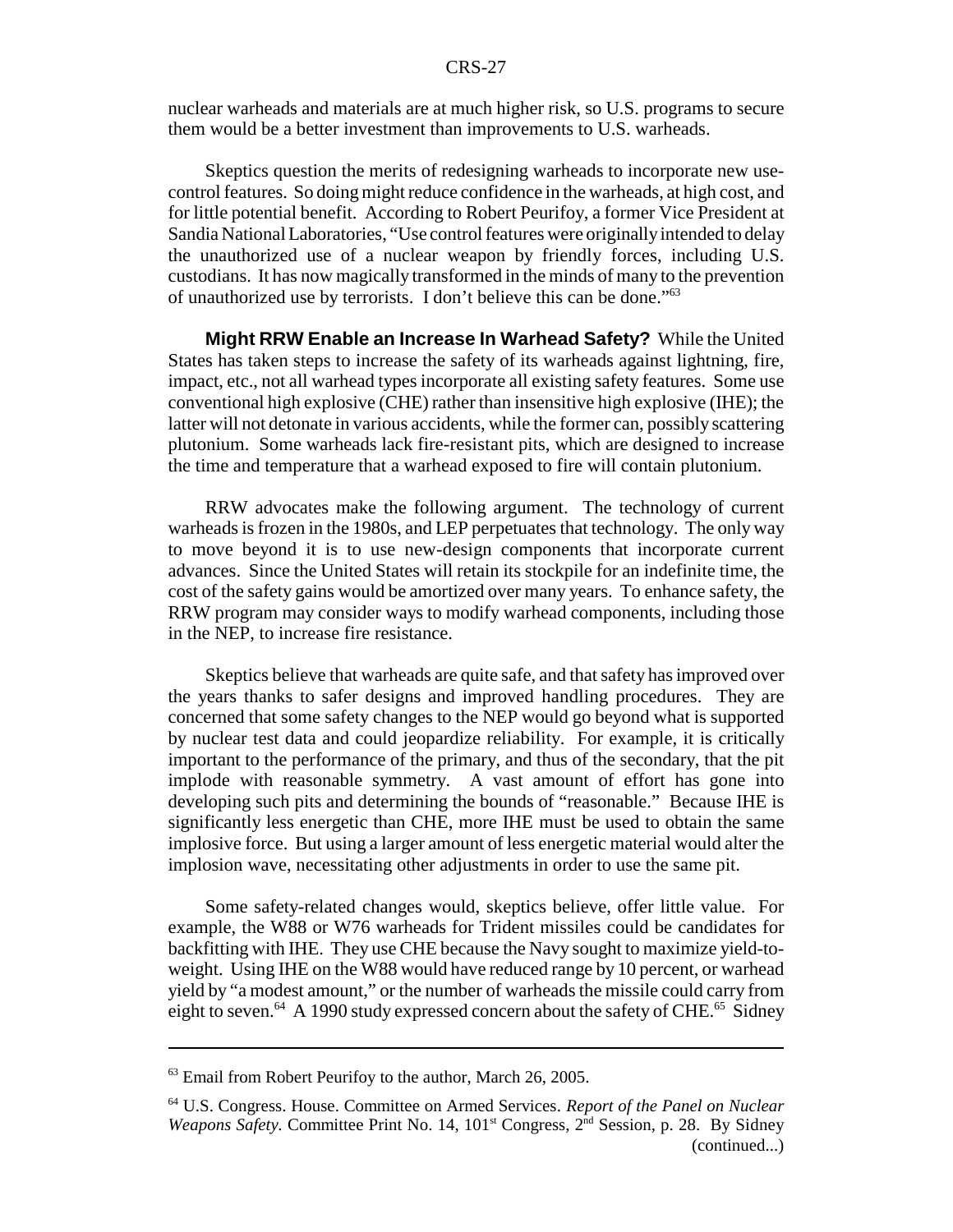nuclear warheads and materials are at much higher risk, so U.S. programs to secure them would be a better investment than improvements to U.S. warheads.

Skeptics question the merits of redesigning warheads to incorporate new use-control features. So doing might reduce confidence in the warheads, at high cost, and for little potential benefit. According to Robert Peurifoy, a former Vice President at Sandia National Laboratories, "Use control features were originally intended to delay the unauthorized use of a nuclear weapon by friendly forces, including U.S. custodians. It has now magically transformed in the minds of many to the prevention of unauthorized use by terrorists. I don't believe this can be done."[63]

**Might RRW Enable an Increase In Warhead Safety?** While the United States has taken steps to increase the safety of its warheads against lightning, fire, impact, etc., not all warhead types incorporate all existing safety features. Some use conventional high explosive (CHE) rather than insensitive high explosive (IHE); the latter will not detonate in various accidents, while the former can, possibly scattering plutonium. Some warheads lack fire-resistant pits, which are designed to increase the time and temperature that a warhead exposed to fire will contain plutonium.

RRW advocates make the following argument. The technology of current warheads is frozen in the 1980s, and LEP perpetuates that technology. The only way to move beyond it is to use new-design components that incorporate current advances. Since the United States will retain its stockpile for an indefinite time, the cost of the safety gains would be amortized over many years. To enhance safety, the RRW program may consider ways to modify warhead components, including those in the NEP, to increase fire resistance.

Skeptics believe that warheads are quite safe, and that safety has improved over the years thanks to safer designs and improved handling procedures. They are concerned that some safety changes to the NEP would go beyond what is supported by nuclear test data and could jeopardize reliability. For example, it is critically important to the performance of the primary, and thus of the secondary, that the pit implode with reasonable symmetry. A vast amount of effort has gone into developing such pits and determining the bounds of "reasonable." Because IHE is significantly less energetic than CHE, more IHE must be used to obtain the same implosive force. But using a larger amount of less energetic material would alter the implosion wave, necessitating other adjustments in order to use the same pit.

Some safety-related changes would, skeptics believe, offer little value. For example, the W88 or W76 warheads for Trident missiles could be candidates for backfitting with IHE. They use CHE because the Navy sought to maximize yield-to-weight. Using IHE on the W88 would have reduced range by 10 percent, or warhead yield by "a modest amount," or the number of warheads the missile could carry from eight to seven.[64] A 1990 study expressed concern about the safety of CHE.[65] Sidney

---

[63] Email from Robert Peurifoy to the author, March 26, 2005.

[64] U.S. Congress. House. Committee on Armed Services. *Report of the Panel on Nuclear Weapons Safety.* Committee Print No. 14, 101st Congress, 2nd Session, p. 28. By Sidney (continued...)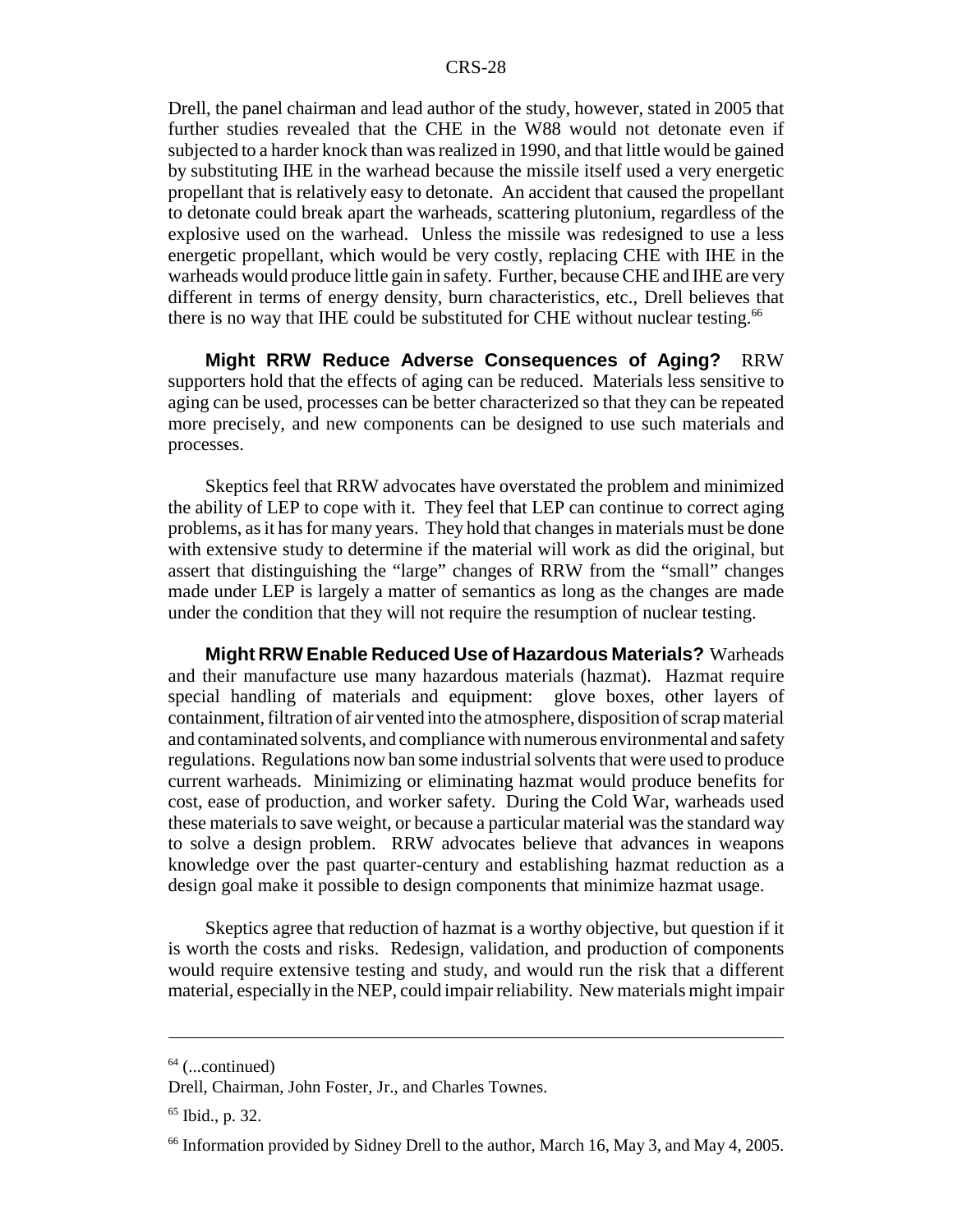Drell, the panel chairman and lead author of the study, however, stated in 2005 that further studies revealed that the CHE in the W88 would not detonate even if subjected to a harder knock than was realized in 1990, and that little would be gained by substituting IHE in the warhead because the missile itself used a very energetic propellant that is relatively easy to detonate. An accident that caused the propellant to detonate could break apart the warheads, scattering plutonium, regardless of the explosive used on the warhead. Unless the missile was redesigned to use a less energetic propellant, which would be very costly, replacing CHE with IHE in the warheads would produce little gain in safety. Further, because CHE and IHE are very different in terms of energy density, burn characteristics, etc., Drell believes that there is no way that IHE could be substituted for CHE without nuclear testing.[66]

**Might RRW Reduce Adverse Consequences of Aging?** RRW supporters hold that the effects of aging can be reduced. Materials less sensitive to aging can be used, processes can be better characterized so that they can be repeated more precisely, and new components can be designed to use such materials and processes.

Skeptics feel that RRW advocates have overstated the problem and minimized the ability of LEP to cope with it. They feel that LEP can continue to correct aging problems, as it has for many years. They hold that changes in materials must be done with extensive study to determine if the material will work as did the original, but assert that distinguishing the "large" changes of RRW from the "small" changes made under LEP is largely a matter of semantics as long as the changes are made under the condition that they will not require the resumption of nuclear testing.

**Might RRW Enable Reduced Use of Hazardous Materials?** Warheads and their manufacture use many hazardous materials (hazmat). Hazmat require special handling of materials and equipment: glove boxes, other layers of containment, filtration of air vented into the atmosphere, disposition of scrap material and contaminated solvents, and compliance with numerous environmental and safety regulations. Regulations now ban some industrial solvents that were used to produce current warheads. Minimizing or eliminating hazmat would produce benefits for cost, ease of production, and worker safety. During the Cold War, warheads used these materials to save weight, or because a particular material was the standard way to solve a design problem. RRW advocates believe that advances in weapons knowledge over the past quarter-century and establishing hazmat reduction as a design goal make it possible to design components that minimize hazmat usage.

Skeptics agree that reduction of hazmat is a worthy objective, but question if it is worth the costs and risks. Redesign, validation, and production of components would require extensive testing and study, and would run the risk that a different material, especially in the NEP, could impair reliability. New materials might impair

---

[64] (...continued)
Drell, Chairman, John Foster, Jr., and Charles Townes.

[65] Ibid., p. 32.

[66] Information provided by Sidney Drell to the author, March 16, May 3, and May 4, 2005.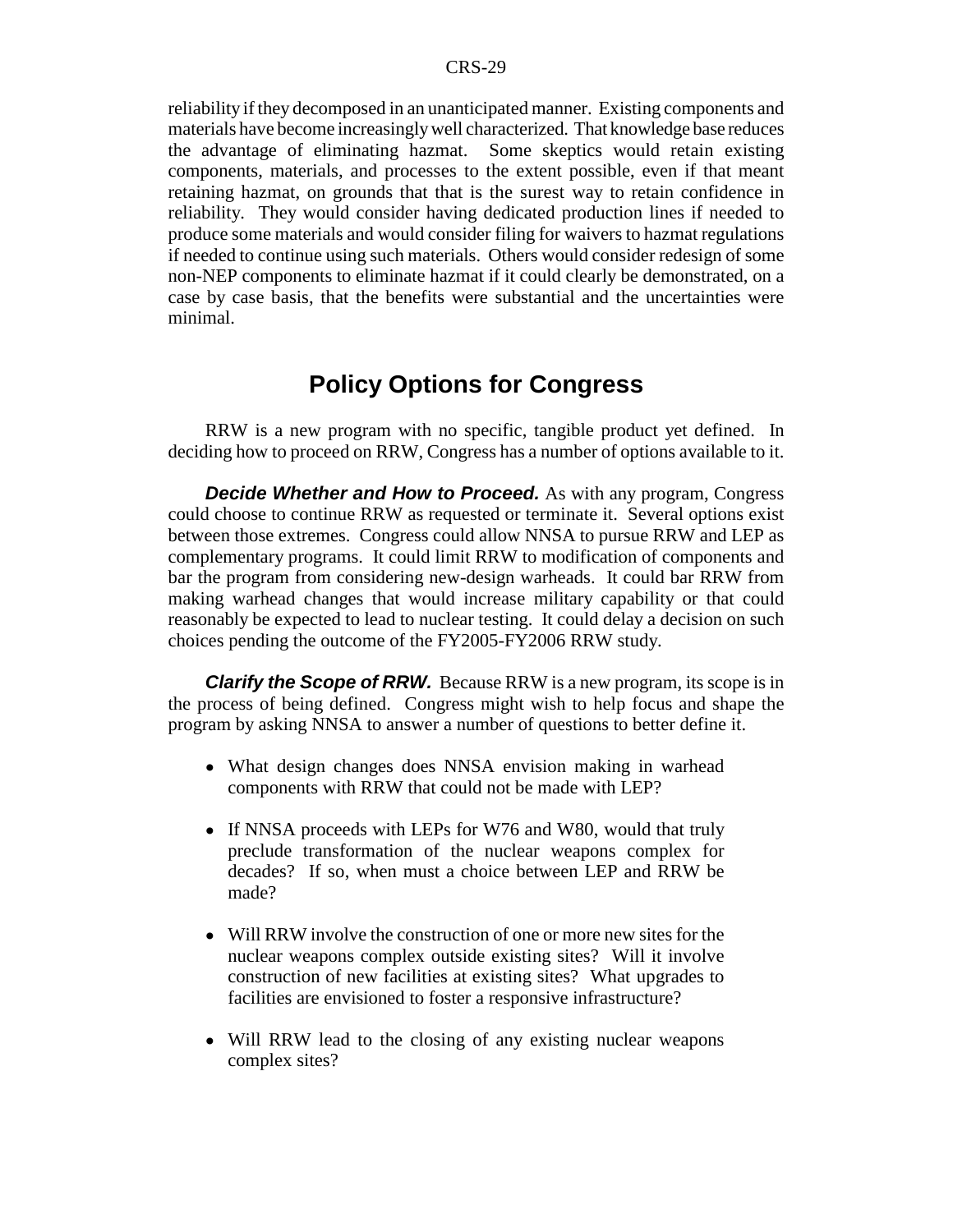reliability if they decomposed in an unanticipated manner. Existing components and materials have become increasingly well characterized. That knowledge base reduces the advantage of eliminating hazmat. Some skeptics would retain existing components, materials, and processes to the extent possible, even if that meant retaining hazmat, on grounds that that is the surest way to retain confidence in reliability. They would consider having dedicated production lines if needed to produce some materials and would consider filing for waivers to hazmat regulations if needed to continue using such materials. Others would consider redesign of some non-NEP components to eliminate hazmat if it could clearly be demonstrated, on a case by case basis, that the benefits were substantial and the uncertainties were minimal.

## Policy Options for Congress

RRW is a new program with no specific, tangible product yet defined. In deciding how to proceed on RRW, Congress has a number of options available to it.

***Decide Whether and How to Proceed.*** As with any program, Congress could choose to continue RRW as requested or terminate it. Several options exist between those extremes. Congress could allow NNSA to pursue RRW and LEP as complementary programs. It could limit RRW to modification of components and bar the program from considering new-design warheads. It could bar RRW from making warhead changes that would increase military capability or that could reasonably be expected to lead to nuclear testing. It could delay a decision on such choices pending the outcome of the FY2005-FY2006 RRW study.

***Clarify the Scope of RRW.*** Because RRW is a new program, its scope is in the process of being defined. Congress might wish to help focus and shape the program by asking NNSA to answer a number of questions to better define it.

- What design changes does NNSA envision making in warhead components with RRW that could not be made with LEP?
- If NNSA proceeds with LEPs for W76 and W80, would that truly preclude transformation of the nuclear weapons complex for decades? If so, when must a choice between LEP and RRW be made?
- Will RRW involve the construction of one or more new sites for the nuclear weapons complex outside existing sites? Will it involve construction of new facilities at existing sites? What upgrades to facilities are envisioned to foster a responsive infrastructure?
- Will RRW lead to the closing of any existing nuclear weapons complex sites?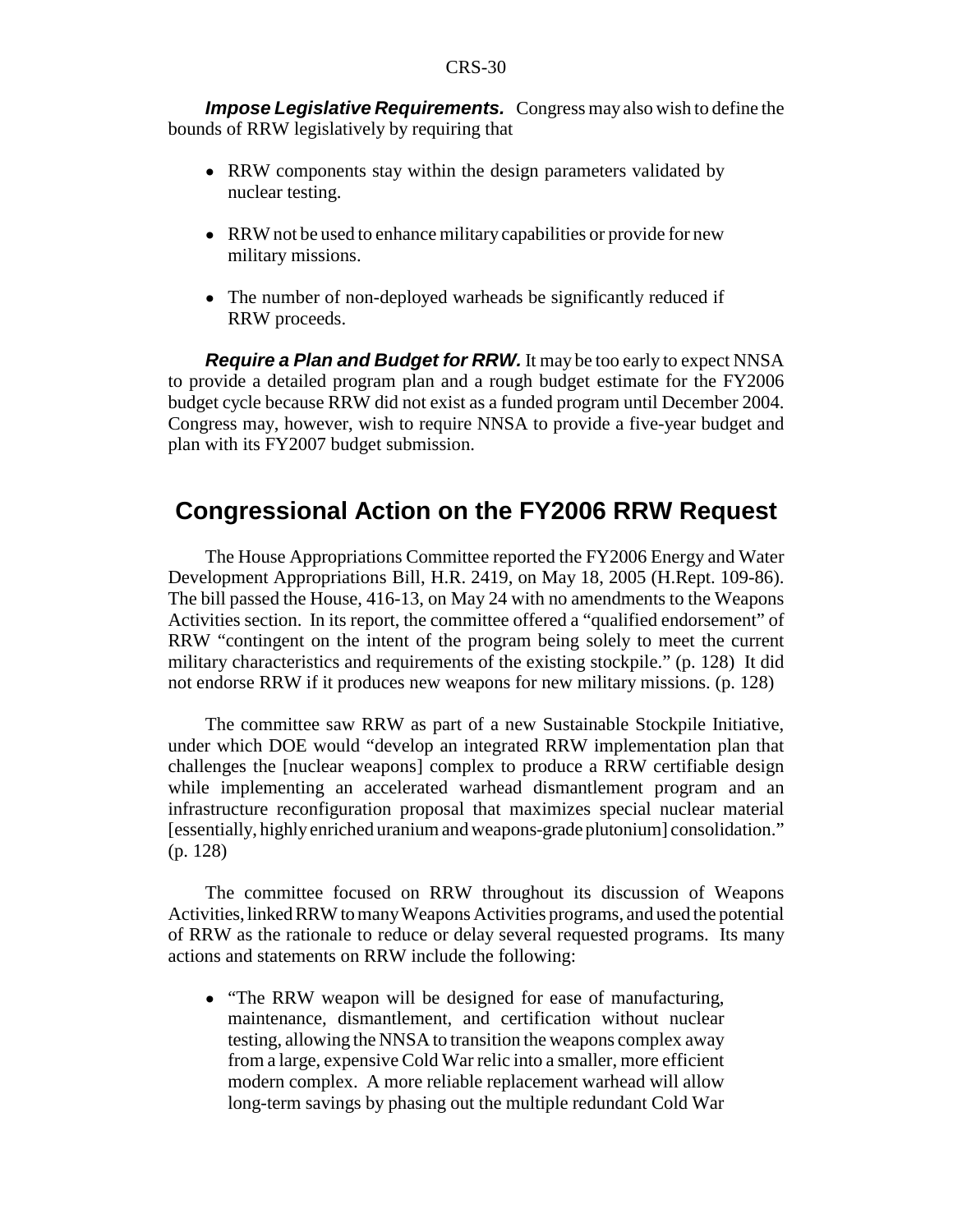***Impose Legislative Requirements.*** Congress may also wish to define the bounds of RRW legislatively by requiring that

- RRW components stay within the design parameters validated by nuclear testing.
- RRW not be used to enhance military capabilities or provide for new military missions.
- The number of non-deployed warheads be significantly reduced if RRW proceeds.

***Require a Plan and Budget for RRW.*** It may be too early to expect NNSA to provide a detailed program plan and a rough budget estimate for the FY2006 budget cycle because RRW did not exist as a funded program until December 2004. Congress may, however, wish to require NNSA to provide a five-year budget and plan with its FY2007 budget submission.

## Congressional Action on the FY2006 RRW Request

The House Appropriations Committee reported the FY2006 Energy and Water Development Appropriations Bill, H.R. 2419, on May 18, 2005 (H.Rept. 109-86). The bill passed the House, 416-13, on May 24 with no amendments to the Weapons Activities section. In its report, the committee offered a "qualified endorsement" of RRW "contingent on the intent of the program being solely to meet the current military characteristics and requirements of the existing stockpile." (p. 128) It did not endorse RRW if it produces new weapons for new military missions. (p. 128)

The committee saw RRW as part of a new Sustainable Stockpile Initiative, under which DOE would "develop an integrated RRW implementation plan that challenges the [nuclear weapons] complex to produce a RRW certifiable design while implementing an accelerated warhead dismantlement program and an infrastructure reconfiguration proposal that maximizes special nuclear material [essentially, highly enriched uranium and weapons-grade plutonium] consolidation." (p. 128)

The committee focused on RRW throughout its discussion of Weapons Activities, linked RRW to many Weapons Activities programs, and used the potential of RRW as the rationale to reduce or delay several requested programs. Its many actions and statements on RRW include the following:

- "The RRW weapon will be designed for ease of manufacturing, maintenance, dismantlement, and certification without nuclear testing, allowing the NNSA to transition the weapons complex away from a large, expensive Cold War relic into a smaller, more efficient modern complex. A more reliable replacement warhead will allow long-term savings by phasing out the multiple redundant Cold War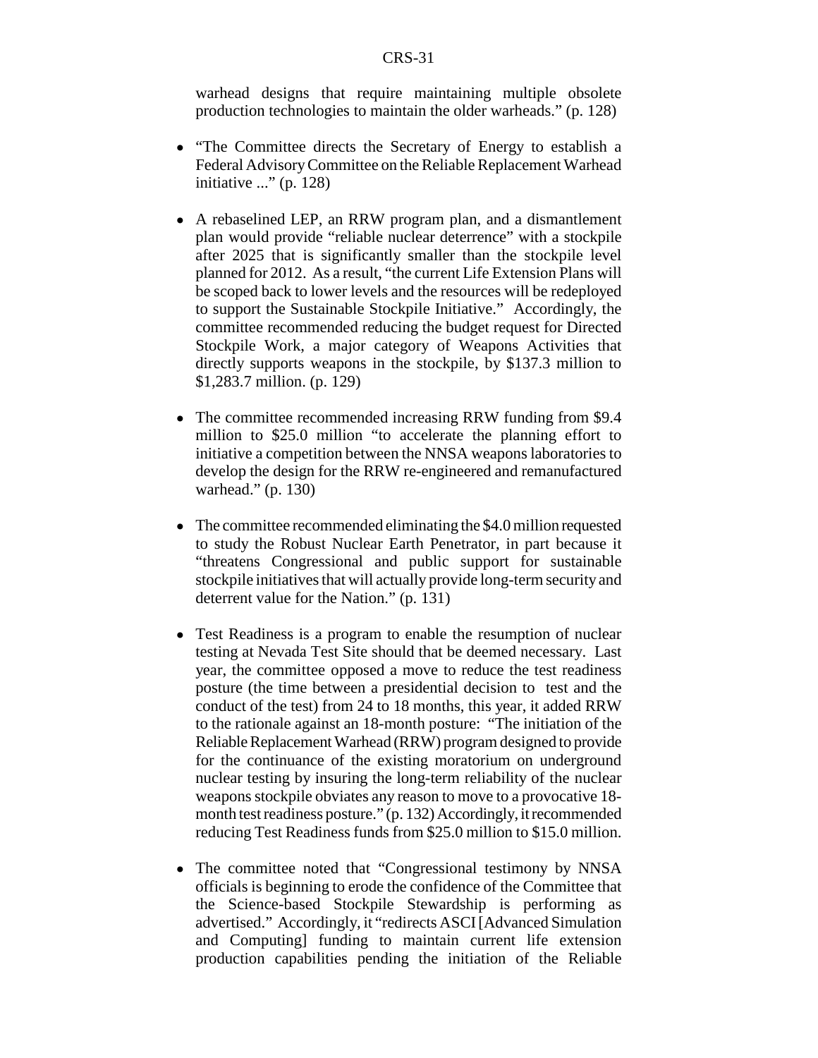warhead designs that require maintaining multiple obsolete production technologies to maintain the older warheads." (p. 128)

- "The Committee directs the Secretary of Energy to establish a Federal Advisory Committee on the Reliable Replacement Warhead initiative ..." (p. 128)

- A rebaselined LEP, an RRW program plan, and a dismantlement plan would provide "reliable nuclear deterrence" with a stockpile after 2025 that is significantly smaller than the stockpile level planned for 2012. As a result, "the current Life Extension Plans will be scoped back to lower levels and the resources will be redeployed to support the Sustainable Stockpile Initiative." Accordingly, the committee recommended reducing the budget request for Directed Stockpile Work, a major category of Weapons Activities that directly supports weapons in the stockpile, by $137.3 million to $1,283.7 million. (p. 129)

- The committee recommended increasing RRW funding from $9.4 million to $25.0 million "to accelerate the planning effort to initiative a competition between the NNSA weapons laboratories to develop the design for the RRW re-engineered and remanufactured warhead." (p. 130)

- The committee recommended eliminating the $4.0 million requested to study the Robust Nuclear Earth Penetrator, in part because it "threatens Congressional and public support for sustainable stockpile initiatives that will actually provide long-term security and deterrent value for the Nation." (p. 131)

- Test Readiness is a program to enable the resumption of nuclear testing at Nevada Test Site should that be deemed necessary. Last year, the committee opposed a move to reduce the test readiness posture (the time between a presidential decision to test and the conduct of the test) from 24 to 18 months, this year, it added RRW to the rationale against an 18-month posture: "The initiation of the Reliable Replacement Warhead (RRW) program designed to provide for the continuance of the existing moratorium on underground nuclear testing by insuring the long-term reliability of the nuclear weapons stockpile obviates any reason to move to a provocative 18-month test readiness posture." (p. 132) Accordingly, it recommended reducing Test Readiness funds from $25.0 million to $15.0 million.

- The committee noted that "Congressional testimony by NNSA officials is beginning to erode the confidence of the Committee that the Science-based Stockpile Stewardship is performing as advertised." Accordingly, it "redirects ASCI [Advanced Simulation and Computing] funding to maintain current life extension production capabilities pending the initiation of the Reliable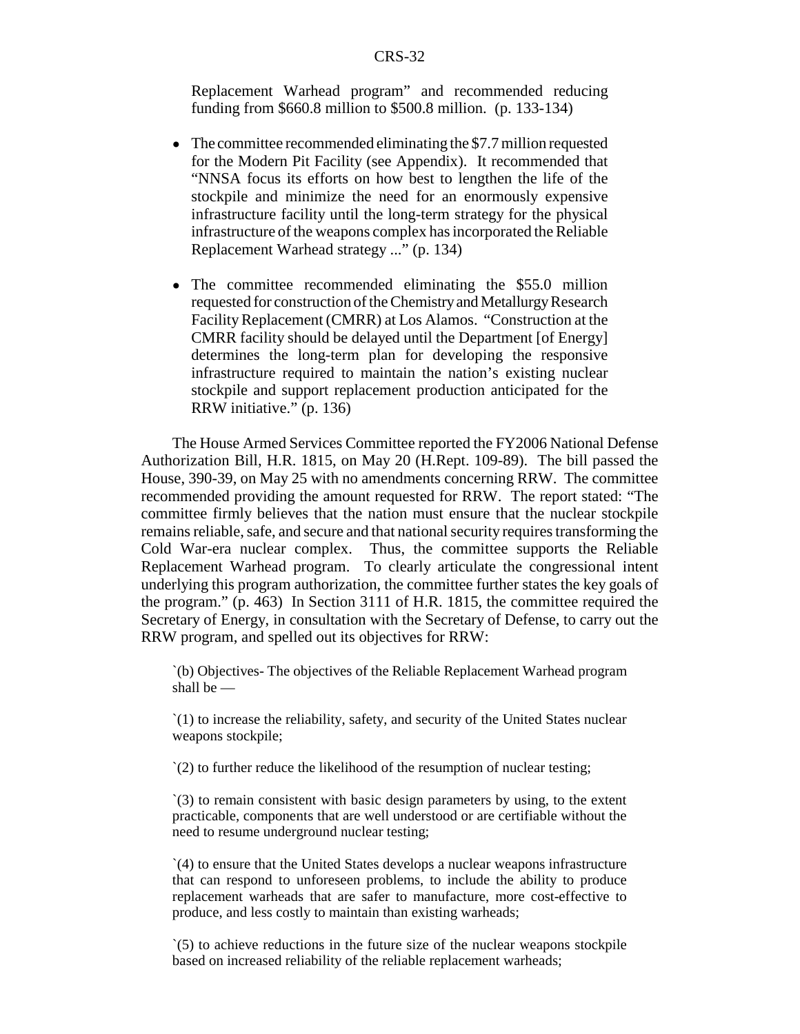Replacement Warhead program" and recommended reducing funding from $660.8 million to $500.8 million. (p. 133-134)

- The committee recommended eliminating the $7.7 million requested for the Modern Pit Facility (see Appendix). It recommended that "NNSA focus its efforts on how best to lengthen the life of the stockpile and minimize the need for an enormously expensive infrastructure facility until the long-term strategy for the physical infrastructure of the weapons complex has incorporated the Reliable Replacement Warhead strategy ..." (p. 134)
- The committee recommended eliminating the $55.0 million requested for construction of the Chemistry and Metallurgy Research Facility Replacement (CMRR) at Los Alamos. "Construction at the CMRR facility should be delayed until the Department [of Energy] determines the long-term plan for developing the responsive infrastructure required to maintain the nation's existing nuclear stockpile and support replacement production anticipated for the RRW initiative." (p. 136)

The House Armed Services Committee reported the FY2006 National Defense Authorization Bill, H.R. 1815, on May 20 (H.Rept. 109-89). The bill passed the House, 390-39, on May 25 with no amendments concerning RRW. The committee recommended providing the amount requested for RRW. The report stated: "The committee firmly believes that the nation must ensure that the nuclear stockpile remains reliable, safe, and secure and that national security requires transforming the Cold War-era nuclear complex. Thus, the committee supports the Reliable Replacement Warhead program. To clearly articulate the congressional intent underlying this program authorization, the committee further states the key goals of the program." (p. 463) In Section 3111 of H.R. 1815, the committee required the Secretary of Energy, in consultation with the Secretary of Defense, to carry out the RRW program, and spelled out its objectives for RRW:

> `(b) Objectives- The objectives of the Reliable Replacement Warhead program shall be —
>
> `(1) to increase the reliability, safety, and security of the United States nuclear weapons stockpile;
>
> `(2) to further reduce the likelihood of the resumption of nuclear testing;
>
> `(3) to remain consistent with basic design parameters by using, to the extent practicable, components that are well understood or are certifiable without the need to resume underground nuclear testing;
>
> `(4) to ensure that the United States develops a nuclear weapons infrastructure that can respond to unforeseen problems, to include the ability to produce replacement warheads that are safer to manufacture, more cost-effective to produce, and less costly to maintain than existing warheads;
>
> `(5) to achieve reductions in the future size of the nuclear weapons stockpile based on increased reliability of the reliable replacement warheads;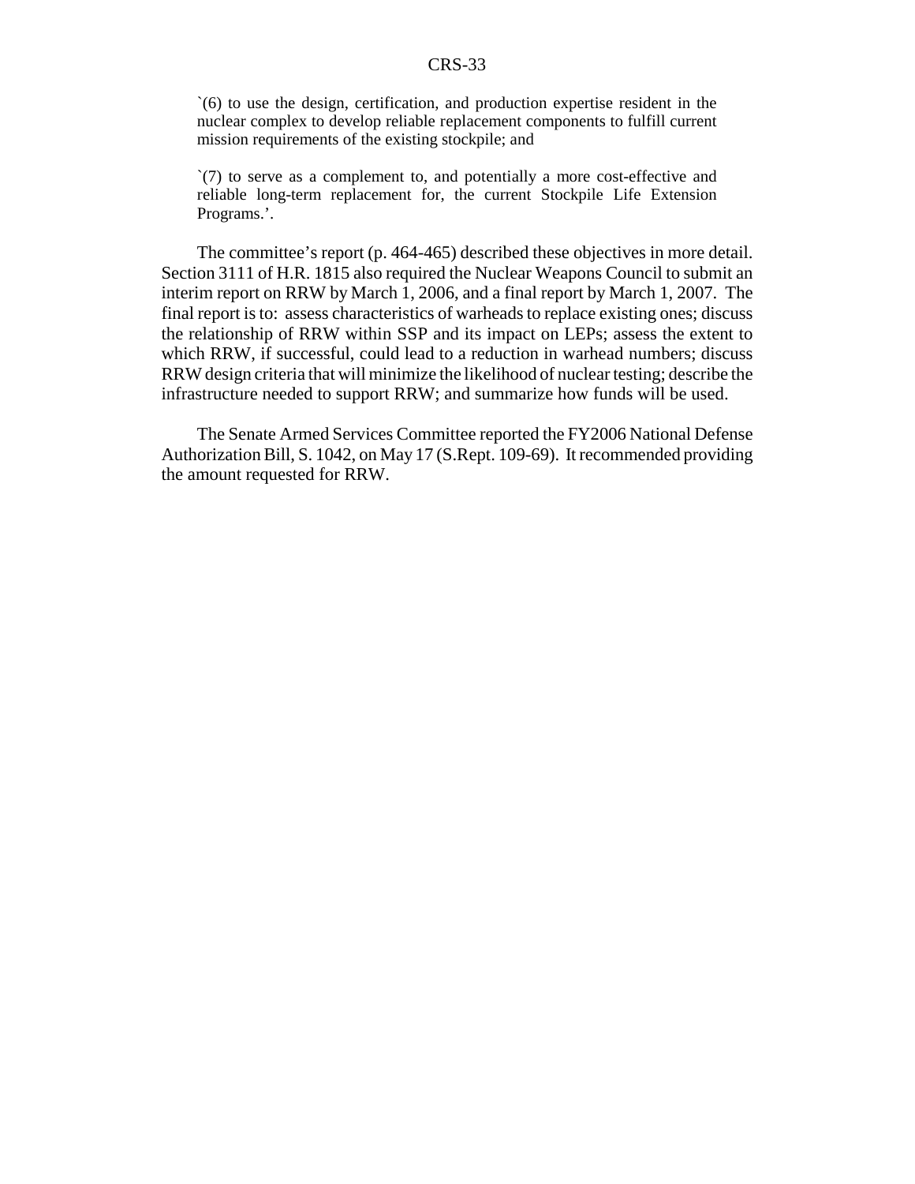> `(6) to use the design, certification, and production expertise resident in the nuclear complex to develop reliable replacement components to fulfill current mission requirements of the existing stockpile; and
>
> `(7) to serve as a complement to, and potentially a more cost-effective and reliable long-term replacement for, the current Stockpile Life Extension Programs.'.

The committee's report (p. 464-465) described these objectives in more detail. Section 3111 of H.R. 1815 also required the Nuclear Weapons Council to submit an interim report on RRW by March 1, 2006, and a final report by March 1, 2007. The final report is to: assess characteristics of warheads to replace existing ones; discuss the relationship of RRW within SSP and its impact on LEPs; assess the extent to which RRW, if successful, could lead to a reduction in warhead numbers; discuss RRW design criteria that will minimize the likelihood of nuclear testing; describe the infrastructure needed to support RRW; and summarize how funds will be used.

The Senate Armed Services Committee reported the FY2006 National Defense Authorization Bill, S. 1042, on May 17 (S.Rept. 109-69). It recommended providing the amount requested for RRW.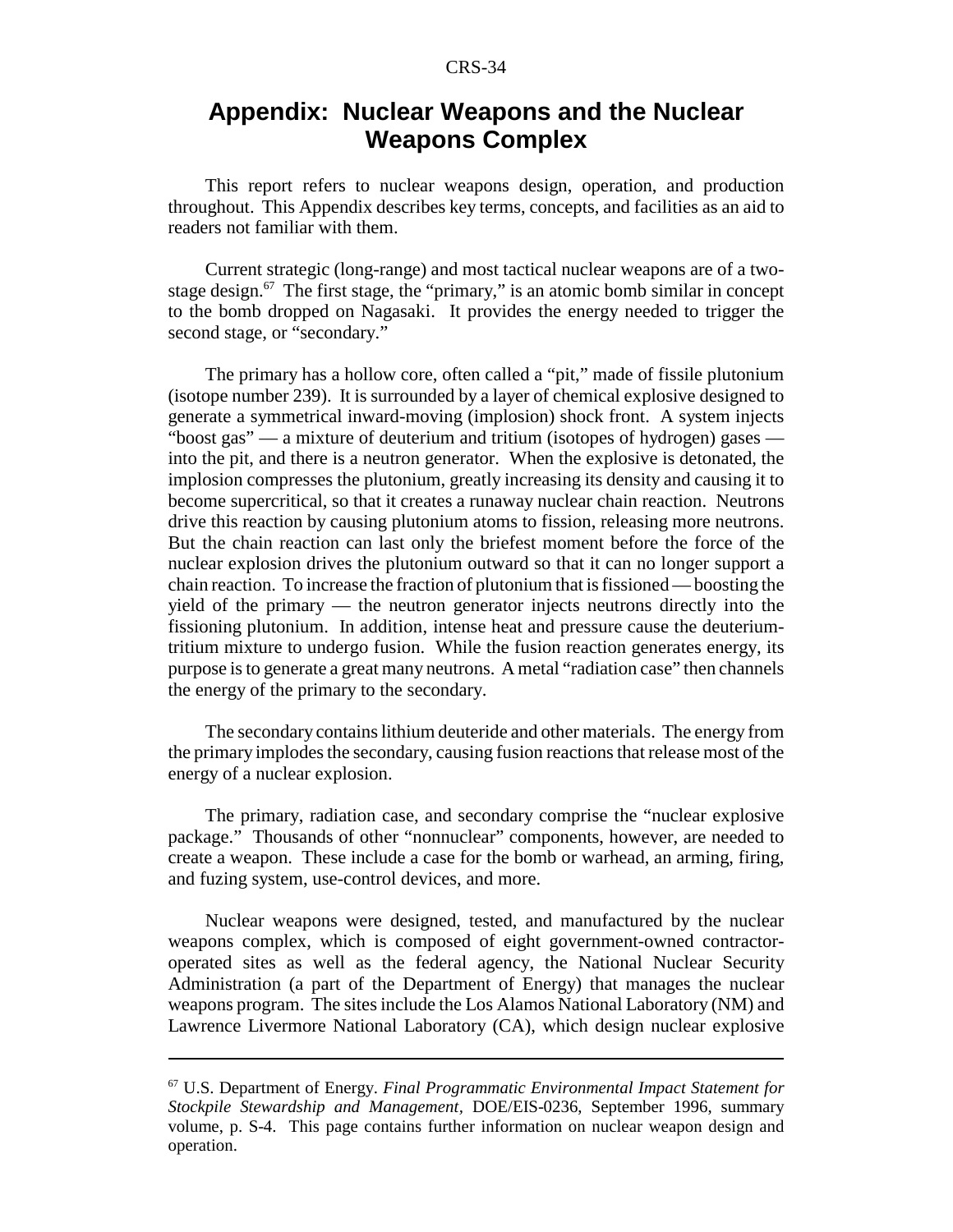# Appendix: Nuclear Weapons and the Nuclear Weapons Complex

This report refers to nuclear weapons design, operation, and production throughout. This Appendix describes key terms, concepts, and facilities as an aid to readers not familiar with them.

Current strategic (long-range) and most tactical nuclear weapons are of a two-stage design.[67] The first stage, the "primary," is an atomic bomb similar in concept to the bomb dropped on Nagasaki. It provides the energy needed to trigger the second stage, or "secondary."

The primary has a hollow core, often called a "pit," made of fissile plutonium (isotope number 239). It is surrounded by a layer of chemical explosive designed to generate a symmetrical inward-moving (implosion) shock front. A system injects "boost gas" — a mixture of deuterium and tritium (isotopes of hydrogen) gases — into the pit, and there is a neutron generator. When the explosive is detonated, the implosion compresses the plutonium, greatly increasing its density and causing it to become supercritical, so that it creates a runaway nuclear chain reaction. Neutrons drive this reaction by causing plutonium atoms to fission, releasing more neutrons. But the chain reaction can last only the briefest moment before the force of the nuclear explosion drives the plutonium outward so that it can no longer support a chain reaction. To increase the fraction of plutonium that is fissioned — boosting the yield of the primary — the neutron generator injects neutrons directly into the fissioning plutonium. In addition, intense heat and pressure cause the deuterium-tritium mixture to undergo fusion. While the fusion reaction generates energy, its purpose is to generate a great many neutrons. A metal "radiation case" then channels the energy of the primary to the secondary.

The secondary contains lithium deuteride and other materials. The energy from the primary implodes the secondary, causing fusion reactions that release most of the energy of a nuclear explosion.

The primary, radiation case, and secondary comprise the "nuclear explosive package." Thousands of other "nonnuclear" components, however, are needed to create a weapon. These include a case for the bomb or warhead, an arming, firing, and fuzing system, use-control devices, and more.

Nuclear weapons were designed, tested, and manufactured by the nuclear weapons complex, which is composed of eight government-owned contractor-operated sites as well as the federal agency, the National Nuclear Security Administration (a part of the Department of Energy) that manages the nuclear weapons program. The sites include the Los Alamos National Laboratory (NM) and Lawrence Livermore National Laboratory (CA), which design nuclear explosive

---

[67] U.S. Department of Energy. *Final Programmatic Environmental Impact Statement for Stockpile Stewardship and Management*, DOE/EIS-0236, September 1996, summary volume, p. S-4. This page contains further information on nuclear weapon design and operation.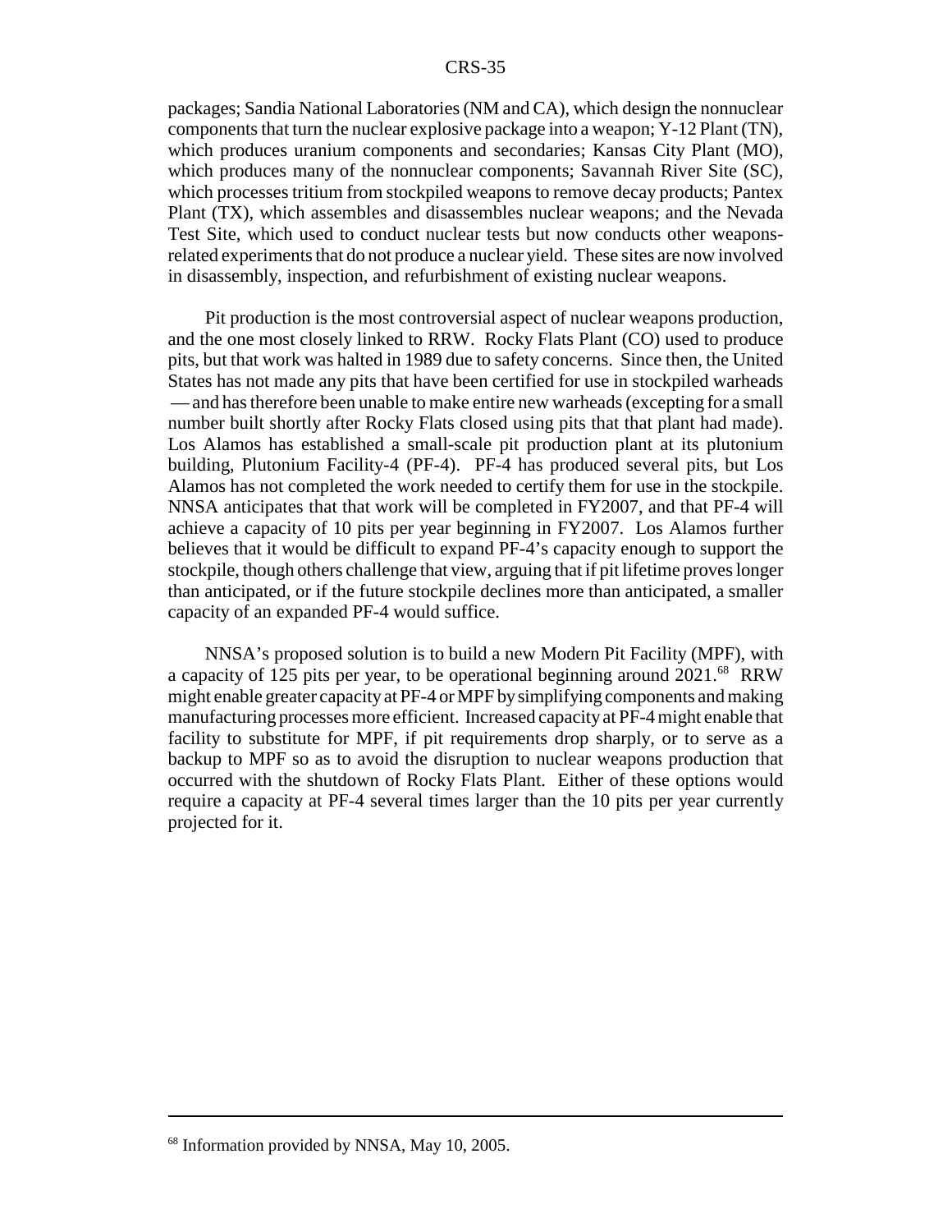packages; Sandia National Laboratories (NM and CA), which design the nonnuclear components that turn the nuclear explosive package into a weapon; Y-12 Plant (TN), which produces uranium components and secondaries; Kansas City Plant (MO), which produces many of the nonnuclear components; Savannah River Site (SC), which processes tritium from stockpiled weapons to remove decay products; Pantex Plant (TX), which assembles and disassembles nuclear weapons; and the Nevada Test Site, which used to conduct nuclear tests but now conducts other weapons-related experiments that do not produce a nuclear yield. These sites are now involved in disassembly, inspection, and refurbishment of existing nuclear weapons.

Pit production is the most controversial aspect of nuclear weapons production, and the one most closely linked to RRW. Rocky Flats Plant (CO) used to produce pits, but that work was halted in 1989 due to safety concerns. Since then, the United States has not made any pits that have been certified for use in stockpiled warheads — and has therefore been unable to make entire new warheads (excepting for a small number built shortly after Rocky Flats closed using pits that that plant had made). Los Alamos has established a small-scale pit production plant at its plutonium building, Plutonium Facility-4 (PF-4). PF-4 has produced several pits, but Los Alamos has not completed the work needed to certify them for use in the stockpile. NNSA anticipates that that work will be completed in FY2007, and that PF-4 will achieve a capacity of 10 pits per year beginning in FY2007. Los Alamos further believes that it would be difficult to expand PF-4's capacity enough to support the stockpile, though others challenge that view, arguing that if pit lifetime proves longer than anticipated, or if the future stockpile declines more than anticipated, a smaller capacity of an expanded PF-4 would suffice.

NNSA's proposed solution is to build a new Modern Pit Facility (MPF), with a capacity of 125 pits per year, to be operational beginning around 2021.[68] RRW might enable greater capacity at PF-4 or MPF by simplifying components and making manufacturing processes more efficient. Increased capacity at PF-4 might enable that facility to substitute for MPF, if pit requirements drop sharply, or to serve as a backup to MPF so as to avoid the disruption to nuclear weapons production that occurred with the shutdown of Rocky Flats Plant. Either of these options would require a capacity at PF-4 several times larger than the 10 pits per year currently projected for it.

---

[68] Information provided by NNSA, May 10, 2005.